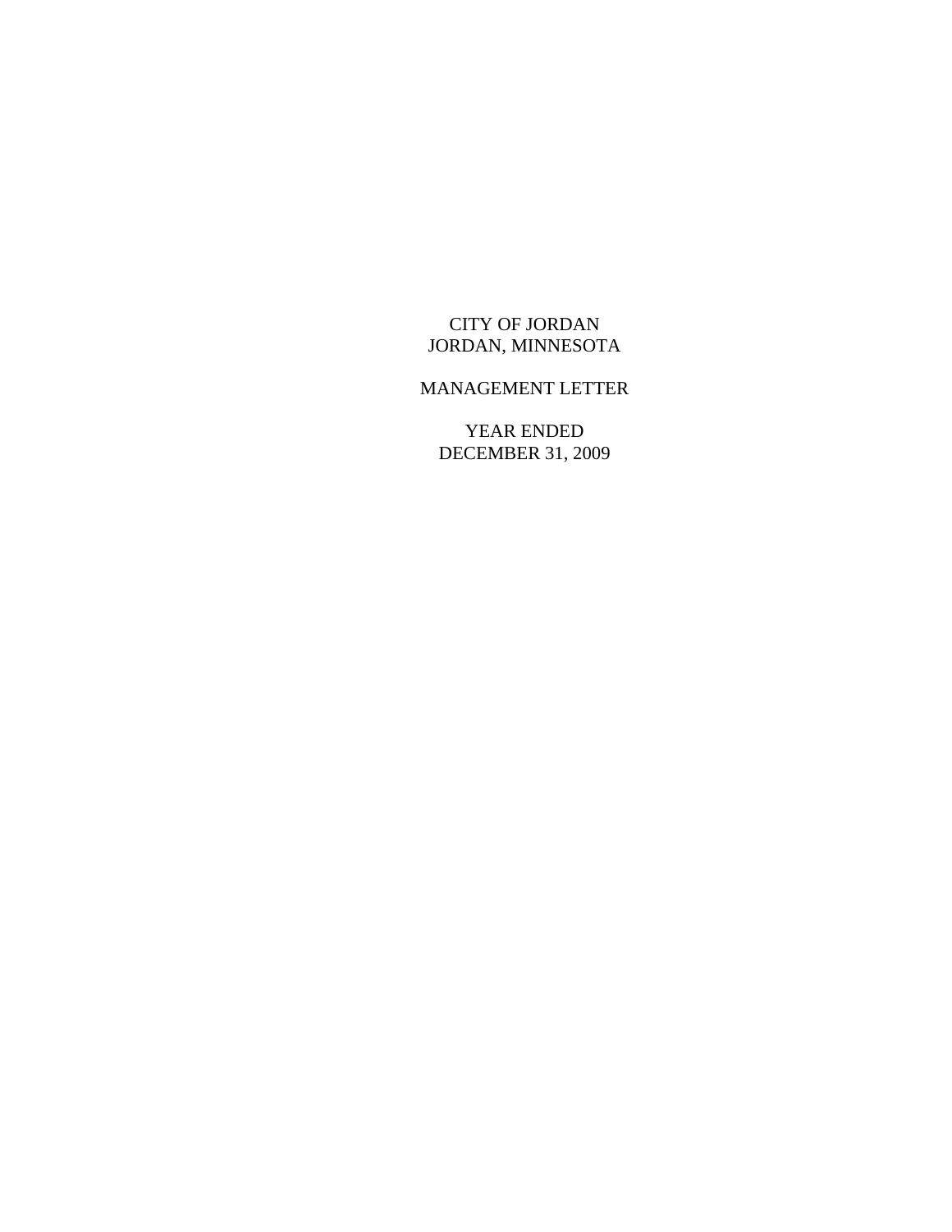# CITY OF JORDAN
# JORDAN, MINNESOTA

## MANAGEMENT LETTER

YEAR ENDED
DECEMBER 31, 2009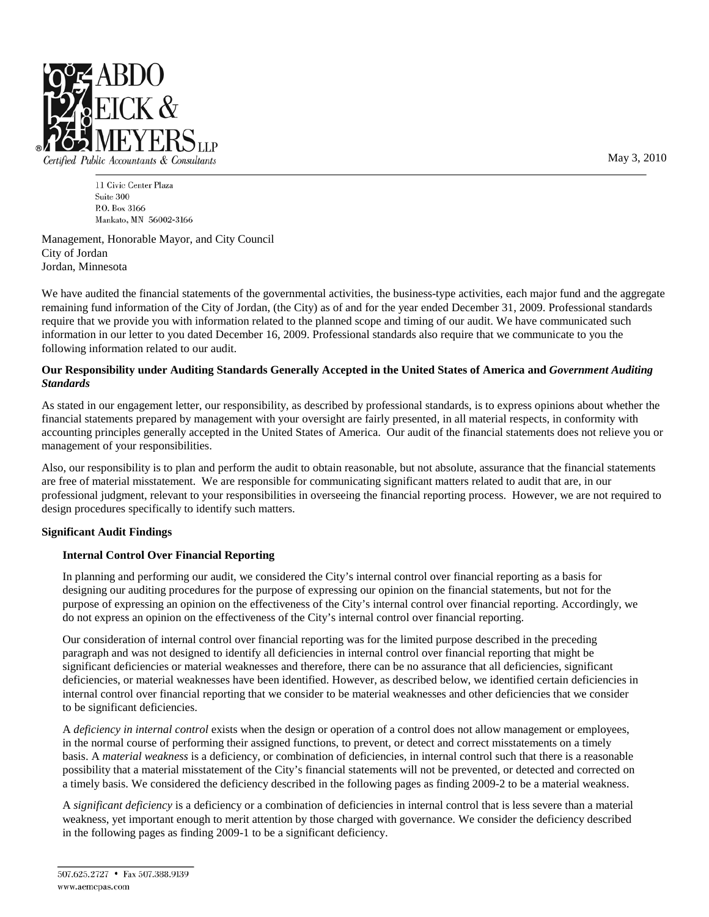ABDO EICK & MEYERS LLP
Certified Public Accountants & Consultants

11 Civic Center Plaza
Suite 300
P.O. Box 3166
Mankato, MN 56002-3166

May 3, 2010

Management, Honorable Mayor, and City Council
City of Jordan
Jordan, Minnesota

We have audited the financial statements of the governmental activities, the business-type activities, each major fund and the aggregate remaining fund information of the City of Jordan, (the City) as of and for the year ended December 31, 2009. Professional standards require that we provide you with information related to the planned scope and timing of our audit. We have communicated such information in our letter to you dated December 16, 2009. Professional standards also require that we communicate to you the following information related to our audit.

**Our Responsibility under Auditing Standards Generally Accepted in the United States of America and *Government Auditing Standards***

As stated in our engagement letter, our responsibility, as described by professional standards, is to express opinions about whether the financial statements prepared by management with your oversight are fairly presented, in all material respects, in conformity with accounting principles generally accepted in the United States of America. Our audit of the financial statements does not relieve you or management of your responsibilities.

Also, our responsibility is to plan and perform the audit to obtain reasonable, but not absolute, assurance that the financial statements are free of material misstatement. We are responsible for communicating significant matters related to audit that are, in our professional judgment, relevant to your responsibilities in overseeing the financial reporting process. However, we are not required to design procedures specifically to identify such matters.

**Significant Audit Findings**

**Internal Control Over Financial Reporting**

In planning and performing our audit, we considered the City's internal control over financial reporting as a basis for designing our auditing procedures for the purpose of expressing our opinion on the financial statements, but not for the purpose of expressing an opinion on the effectiveness of the City's internal control over financial reporting. Accordingly, we do not express an opinion on the effectiveness of the City's internal control over financial reporting.

Our consideration of internal control over financial reporting was for the limited purpose described in the preceding paragraph and was not designed to identify all deficiencies in internal control over financial reporting that might be significant deficiencies or material weaknesses and therefore, there can be no assurance that all deficiencies, significant deficiencies, or material weaknesses have been identified. However, as described below, we identified certain deficiencies in internal control over financial reporting that we consider to be material weaknesses and other deficiencies that we consider to be significant deficiencies.

A *deficiency in internal control* exists when the design or operation of a control does not allow management or employees, in the normal course of performing their assigned functions, to prevent, or detect and correct misstatements on a timely basis. A *material weakness* is a deficiency, or combination of deficiencies, in internal control such that there is a reasonable possibility that a material misstatement of the City's financial statements will not be prevented, or detected and corrected on a timely basis. We considered the deficiency described in the following pages as finding 2009-2 to be a material weakness.

A *significant deficiency* is a deficiency or a combination of deficiencies in internal control that is less severe than a material weakness, yet important enough to merit attention by those charged with governance. We consider the deficiency described in the following pages as finding 2009-1 to be a significant deficiency.

507.625.2727 • Fax 507.388.9139
www.aemcpas.com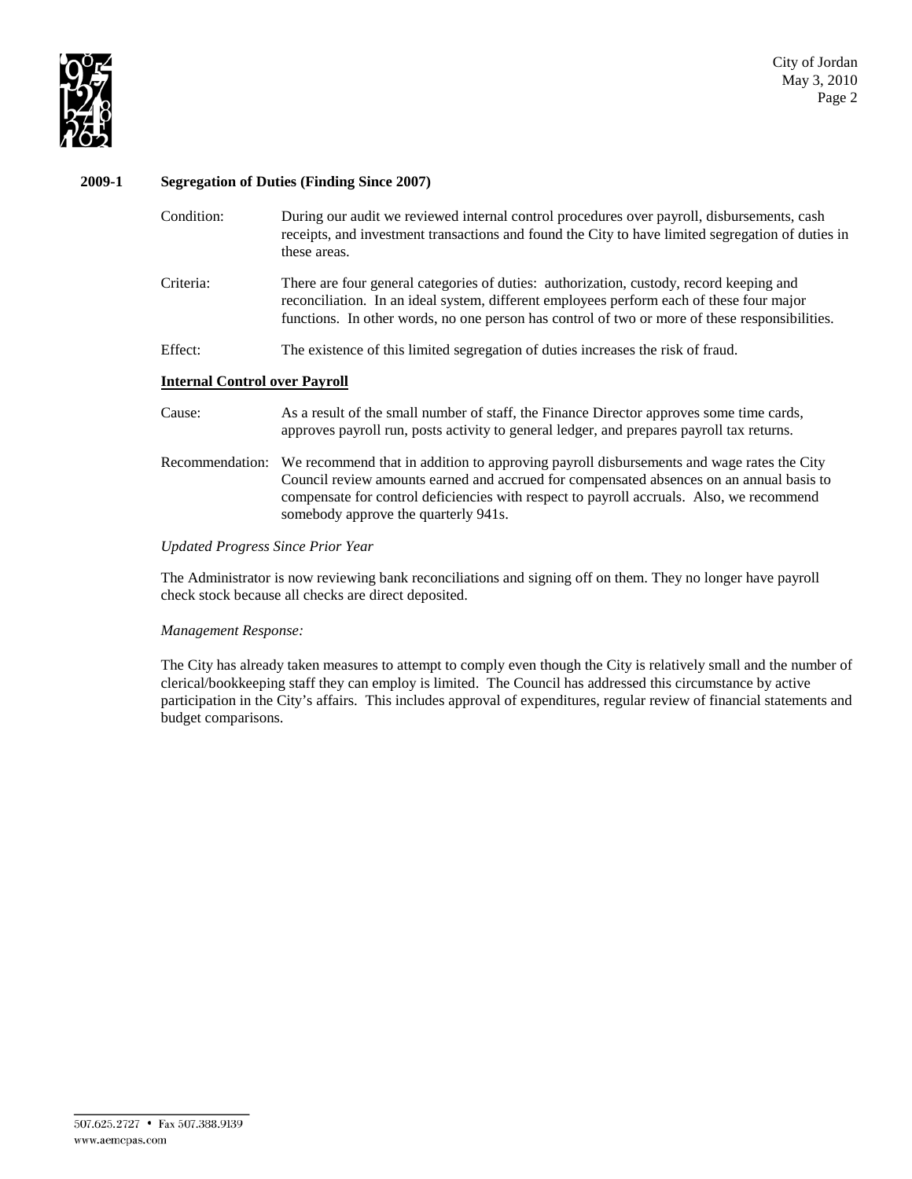### 2009-1 Segregation of Duties (Finding Since 2007)

Condition: During our audit we reviewed internal control procedures over payroll, disbursements, cash receipts, and investment transactions and found the City to have limited segregation of duties in these areas.

Criteria: There are four general categories of duties: authorization, custody, record keeping and reconciliation. In an ideal system, different employees perform each of these four major functions. In other words, no one person has control of two or more of these responsibilities.

Effect: The existence of this limited segregation of duties increases the risk of fraud.

**Internal Control over Payroll**

Cause: As a result of the small number of staff, the Finance Director approves some time cards, approves payroll run, posts activity to general ledger, and prepares payroll tax returns.

Recommendation: We recommend that in addition to approving payroll disbursements and wage rates the City Council review amounts earned and accrued for compensated absences on an annual basis to compensate for control deficiencies with respect to payroll accruals. Also, we recommend somebody approve the quarterly 941s.

*Updated Progress Since Prior Year*

The Administrator is now reviewing bank reconciliations and signing off on them. They no longer have payroll check stock because all checks are direct deposited.

*Management Response:*

The City has already taken measures to attempt to comply even though the City is relatively small and the number of clerical/bookkeeping staff they can employ is limited. The Council has addressed this circumstance by active participation in the City's affairs. This includes approval of expenditures, regular review of financial statements and budget comparisons.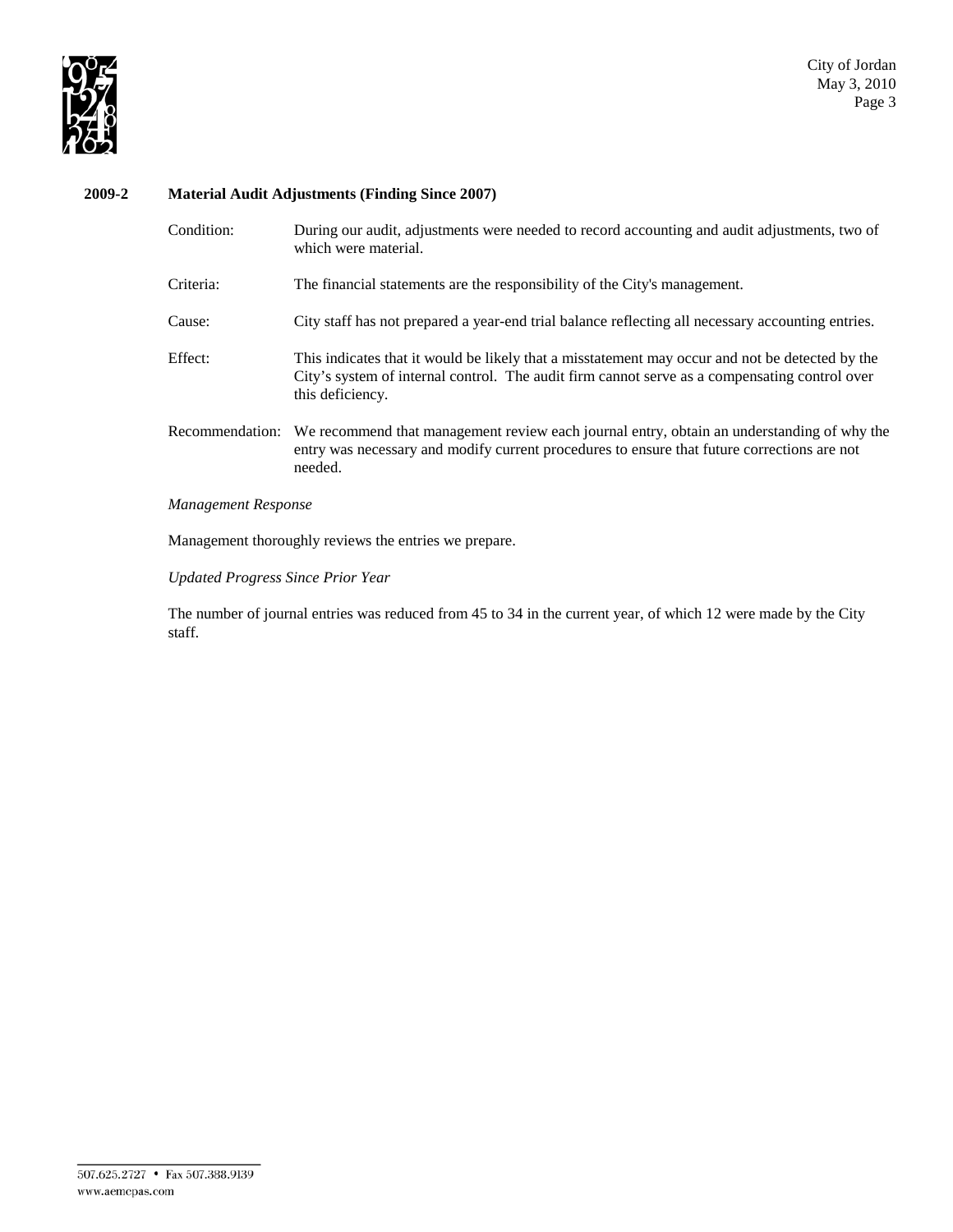**2009-2 Material Audit Adjustments (Finding Since 2007)**

Condition: During our audit, adjustments were needed to record accounting and audit adjustments, two of which were material.

Criteria: The financial statements are the responsibility of the City's management.

Cause: City staff has not prepared a year-end trial balance reflecting all necessary accounting entries.

Effect: This indicates that it would be likely that a misstatement may occur and not be detected by the City's system of internal control. The audit firm cannot serve as a compensating control over this deficiency.

Recommendation: We recommend that management review each journal entry, obtain an understanding of why the entry was necessary and modify current procedures to ensure that future corrections are not needed.

*Management Response*

Management thoroughly reviews the entries we prepare.

*Updated Progress Since Prior Year*

The number of journal entries was reduced from 45 to 34 in the current year, of which 12 were made by the City staff.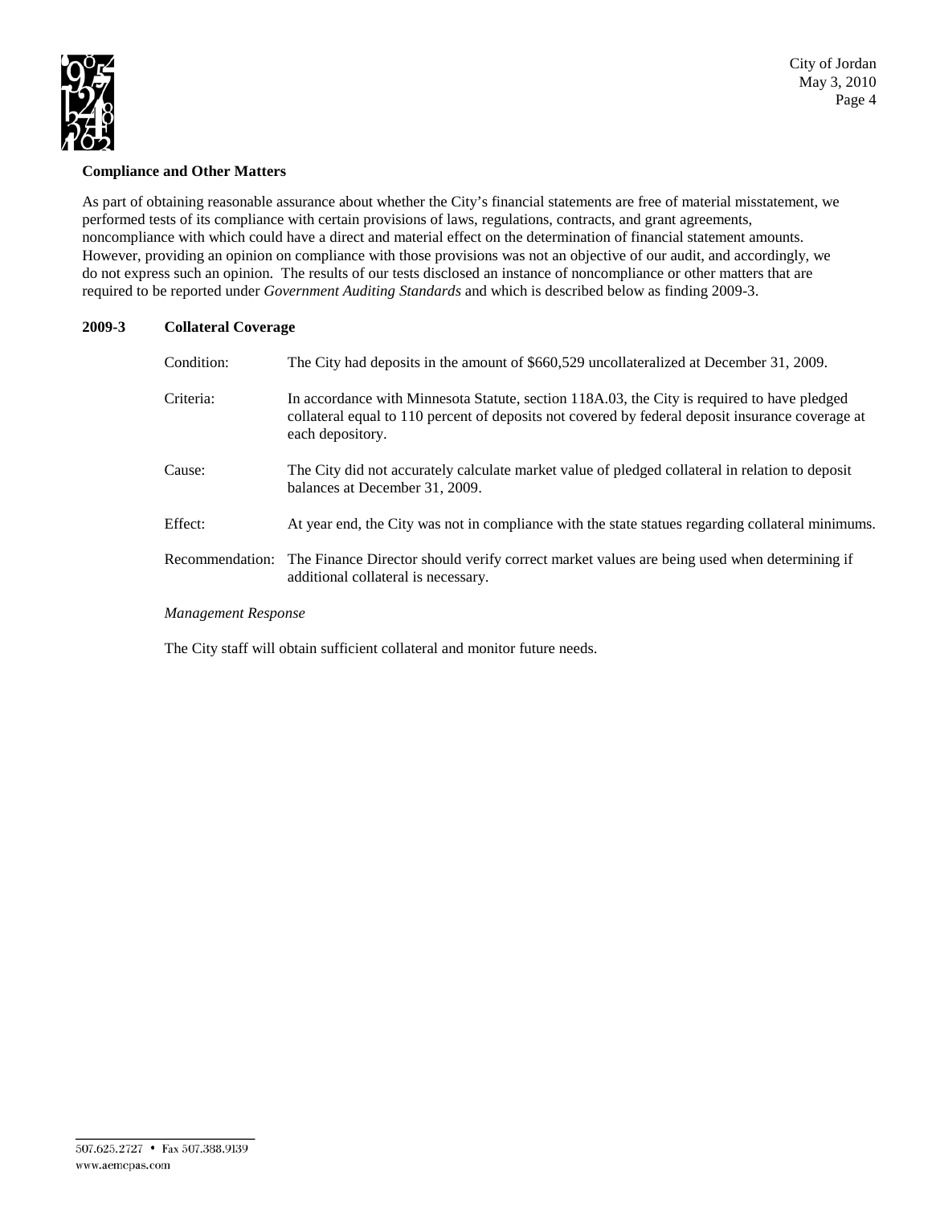### Compliance and Other Matters

As part of obtaining reasonable assurance about whether the City's financial statements are free of material misstatement, we performed tests of its compliance with certain provisions of laws, regulations, contracts, and grant agreements, noncompliance with which could have a direct and material effect on the determination of financial statement amounts. However, providing an opinion on compliance with those provisions was not an objective of our audit, and accordingly, we do not express such an opinion. The results of our tests disclosed an instance of noncompliance or other matters that are required to be reported under *Government Auditing Standards* and which is described below as finding 2009-3.

### 2009-3 Collateral Coverage

Condition: The City had deposits in the amount of $660,529 uncollateralized at December 31, 2009.

Criteria: In accordance with Minnesota Statute, section 118A.03, the City is required to have pledged collateral equal to 110 percent of deposits not covered by federal deposit insurance coverage at each depository.

Cause: The City did not accurately calculate market value of pledged collateral in relation to deposit balances at December 31, 2009.

Effect: At year end, the City was not in compliance with the state statues regarding collateral minimums.

Recommendation: The Finance Director should verify correct market values are being used when determining if additional collateral is necessary.

*Management Response*

The City staff will obtain sufficient collateral and monitor future needs.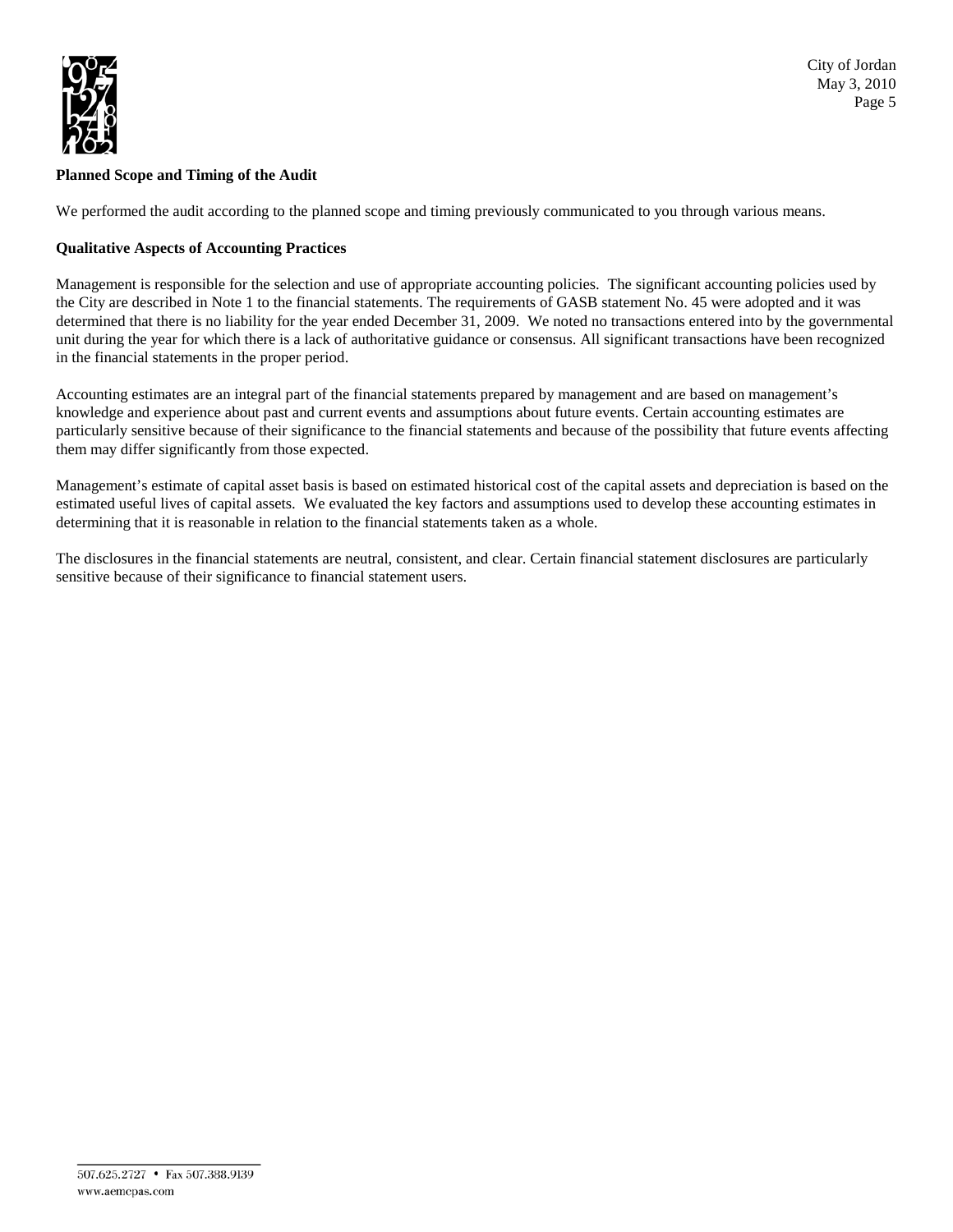**Planned Scope and Timing of the Audit**

We performed the audit according to the planned scope and timing previously communicated to you through various means.

**Qualitative Aspects of Accounting Practices**

Management is responsible for the selection and use of appropriate accounting policies. The significant accounting policies used by the City are described in Note 1 to the financial statements. The requirements of GASB statement No. 45 were adopted and it was determined that there is no liability for the year ended December 31, 2009. We noted no transactions entered into by the governmental unit during the year for which there is a lack of authoritative guidance or consensus. All significant transactions have been recognized in the financial statements in the proper period.

Accounting estimates are an integral part of the financial statements prepared by management and are based on management's knowledge and experience about past and current events and assumptions about future events. Certain accounting estimates are particularly sensitive because of their significance to the financial statements and because of the possibility that future events affecting them may differ significantly from those expected.

Management's estimate of capital asset basis is based on estimated historical cost of the capital assets and depreciation is based on the estimated useful lives of capital assets. We evaluated the key factors and assumptions used to develop these accounting estimates in determining that it is reasonable in relation to the financial statements taken as a whole.

The disclosures in the financial statements are neutral, consistent, and clear. Certain financial statement disclosures are particularly sensitive because of their significance to financial statement users.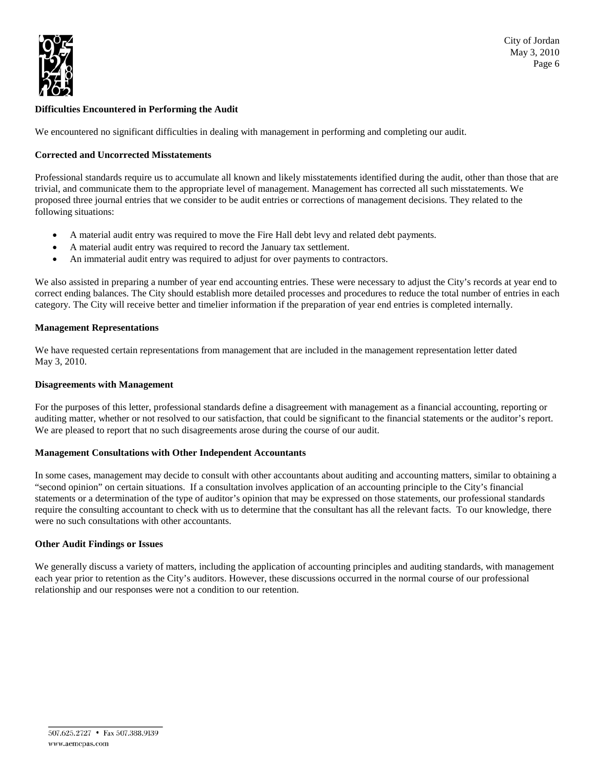**Difficulties Encountered in Performing the Audit**

We encountered no significant difficulties in dealing with management in performing and completing our audit.

**Corrected and Uncorrected Misstatements**

Professional standards require us to accumulate all known and likely misstatements identified during the audit, other than those that are trivial, and communicate them to the appropriate level of management. Management has corrected all such misstatements. We proposed three journal entries that we consider to be audit entries or corrections of management decisions. They related to the following situations:

- A material audit entry was required to move the Fire Hall debt levy and related debt payments.
- A material audit entry was required to record the January tax settlement.
- An immaterial audit entry was required to adjust for over payments to contractors.

We also assisted in preparing a number of year end accounting entries. These were necessary to adjust the City's records at year end to correct ending balances. The City should establish more detailed processes and procedures to reduce the total number of entries in each category. The City will receive better and timelier information if the preparation of year end entries is completed internally.

**Management Representations**

We have requested certain representations from management that are included in the management representation letter dated May 3, 2010.

**Disagreements with Management**

For the purposes of this letter, professional standards define a disagreement with management as a financial accounting, reporting or auditing matter, whether or not resolved to our satisfaction, that could be significant to the financial statements or the auditor's report. We are pleased to report that no such disagreements arose during the course of our audit.

**Management Consultations with Other Independent Accountants**

In some cases, management may decide to consult with other accountants about auditing and accounting matters, similar to obtaining a "second opinion" on certain situations. If a consultation involves application of an accounting principle to the City's financial statements or a determination of the type of auditor's opinion that may be expressed on those statements, our professional standards require the consulting accountant to check with us to determine that the consultant has all the relevant facts. To our knowledge, there were no such consultations with other accountants.

**Other Audit Findings or Issues**

We generally discuss a variety of matters, including the application of accounting principles and auditing standards, with management each year prior to retention as the City's auditors. However, these discussions occurred in the normal course of our professional relationship and our responses were not a condition to our retention.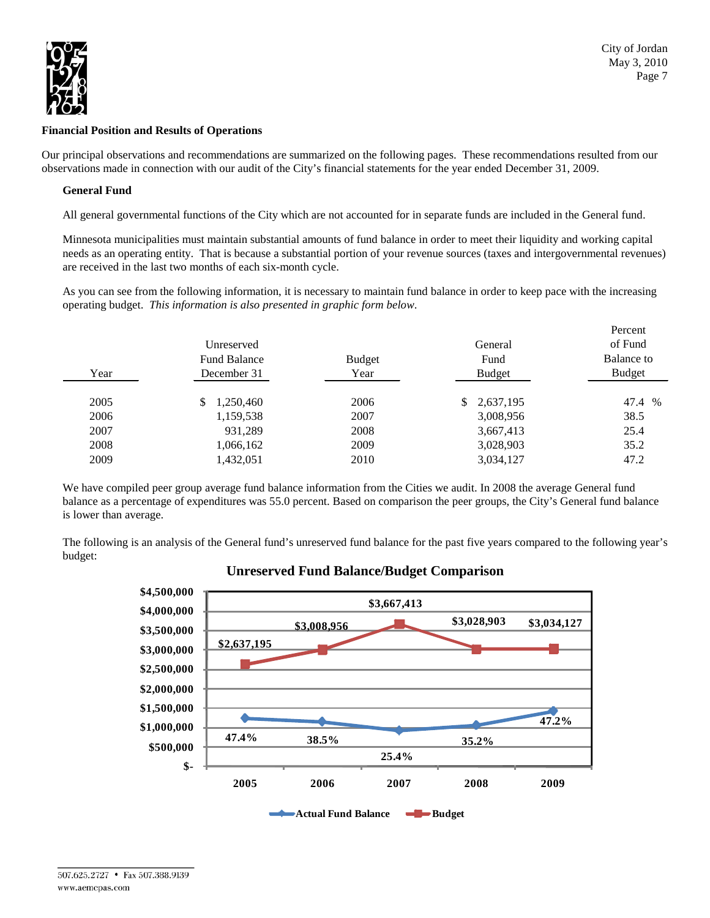## Financial Position and Results of Operations

Our principal observations and recommendations are summarized on the following pages. These recommendations resulted from our observations made in connection with our audit of the City's financial statements for the year ended December 31, 2009.

### General Fund

All general governmental functions of the City which are not accounted for in separate funds are included in the General fund.

Minnesota municipalities must maintain substantial amounts of fund balance in order to meet their liquidity and working capital needs as an operating entity. That is because a substantial portion of your revenue sources (taxes and intergovernmental revenues) are received in the last two months of each six-month cycle.

As you can see from the following information, it is necessary to maintain fund balance in order to keep pace with the increasing operating budget. *This information is also presented in graphic form below.*

| Year | Unreserved Fund Balance December 31 | Budget Year | General Fund Budget | Percent of Fund Balance to Budget |
|---|---|---|---|---|
| 2005 | $ 1,250,460 | 2006 | $ 2,637,195 | 47.4 % |
| 2006 | 1,159,538 | 2007 | 3,008,956 | 38.5 |
| 2007 | 931,289 | 2008 | 3,667,413 | 25.4 |
| 2008 | 1,066,162 | 2009 | 3,028,903 | 35.2 |
| 2009 | 1,432,051 | 2010 | 3,034,127 | 47.2 |

We have compiled peer group average fund balance information from the Cities we audit. In 2008 the average General fund balance as a percentage of expenditures was 55.0 percent. Based on comparison the peer groups, the City's General fund balance is lower than average.

The following is an analysis of the General fund's unreserved fund balance for the past five years compared to the following year's budget:

**Unreserved Fund Balance/Budget Comparison**

| | 2005 | 2006 | 2007 | 2008 | 2009 |
|---|---|---|---|---|---|
| Budget | $2,637,195 | $3,008,956 | $3,667,413 | $3,028,903 | $3,034,127 |
| Actual Fund Balance (% of budget) | 47.4% | 38.5% | 25.4% | 35.2% | 47.2% |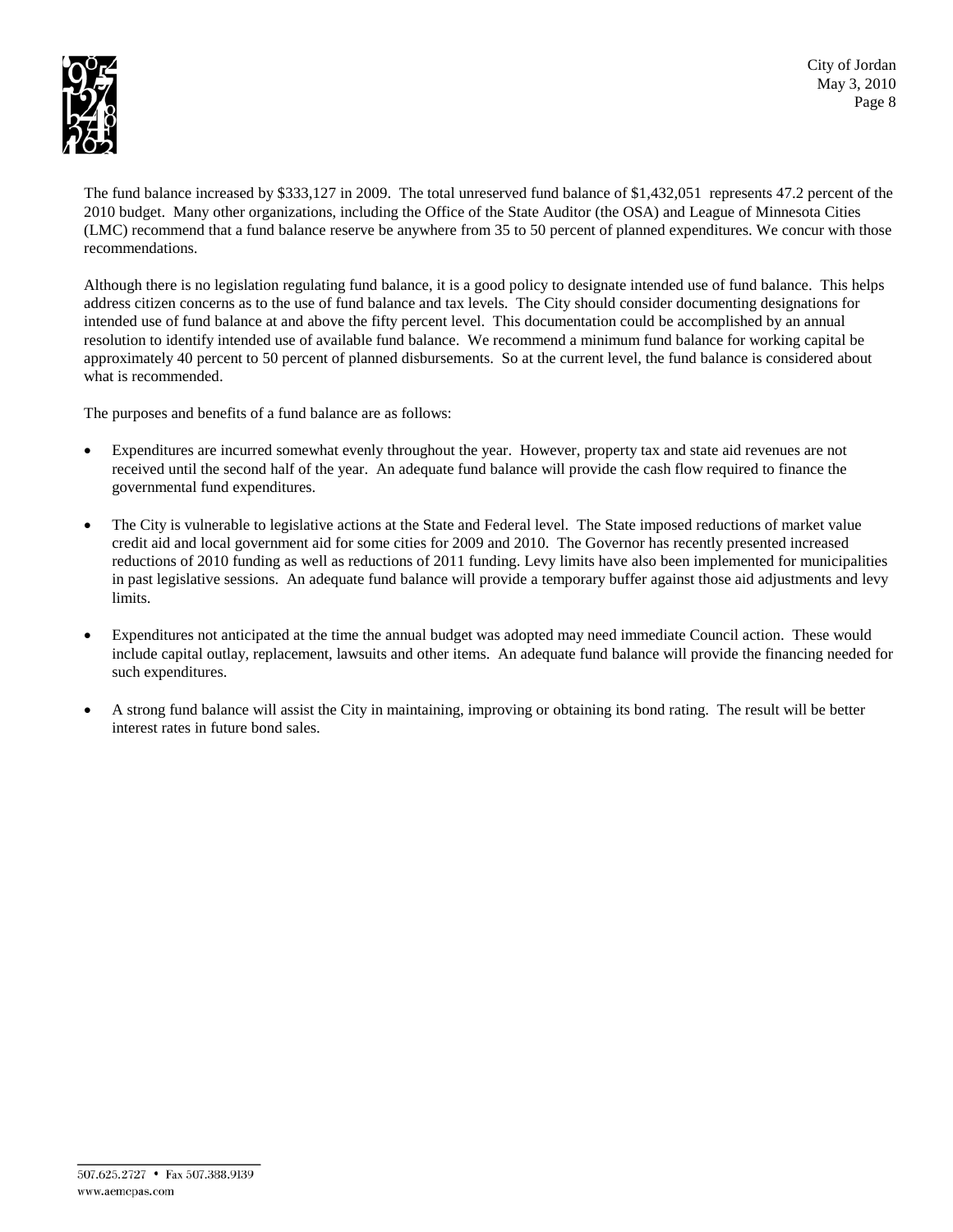The fund balance increased by $333,127 in 2009. The total unreserved fund balance of $1,432,051 represents 47.2 percent of the 2010 budget. Many other organizations, including the Office of the State Auditor (the OSA) and League of Minnesota Cities (LMC) recommend that a fund balance reserve be anywhere from 35 to 50 percent of planned expenditures. We concur with those recommendations.

Although there is no legislation regulating fund balance, it is a good policy to designate intended use of fund balance. This helps address citizen concerns as to the use of fund balance and tax levels. The City should consider documenting designations for intended use of fund balance at and above the fifty percent level. This documentation could be accomplished by an annual resolution to identify intended use of available fund balance. We recommend a minimum fund balance for working capital be approximately 40 percent to 50 percent of planned disbursements. So at the current level, the fund balance is considered about what is recommended.

The purposes and benefits of a fund balance are as follows:

- Expenditures are incurred somewhat evenly throughout the year. However, property tax and state aid revenues are not received until the second half of the year. An adequate fund balance will provide the cash flow required to finance the governmental fund expenditures.

- The City is vulnerable to legislative actions at the State and Federal level. The State imposed reductions of market value credit aid and local government aid for some cities for 2009 and 2010. The Governor has recently presented increased reductions of 2010 funding as well as reductions of 2011 funding. Levy limits have also been implemented for municipalities in past legislative sessions. An adequate fund balance will provide a temporary buffer against those aid adjustments and levy limits.

- Expenditures not anticipated at the time the annual budget was adopted may need immediate Council action. These would include capital outlay, replacement, lawsuits and other items. An adequate fund balance will provide the financing needed for such expenditures.

- A strong fund balance will assist the City in maintaining, improving or obtaining its bond rating. The result will be better interest rates in future bond sales.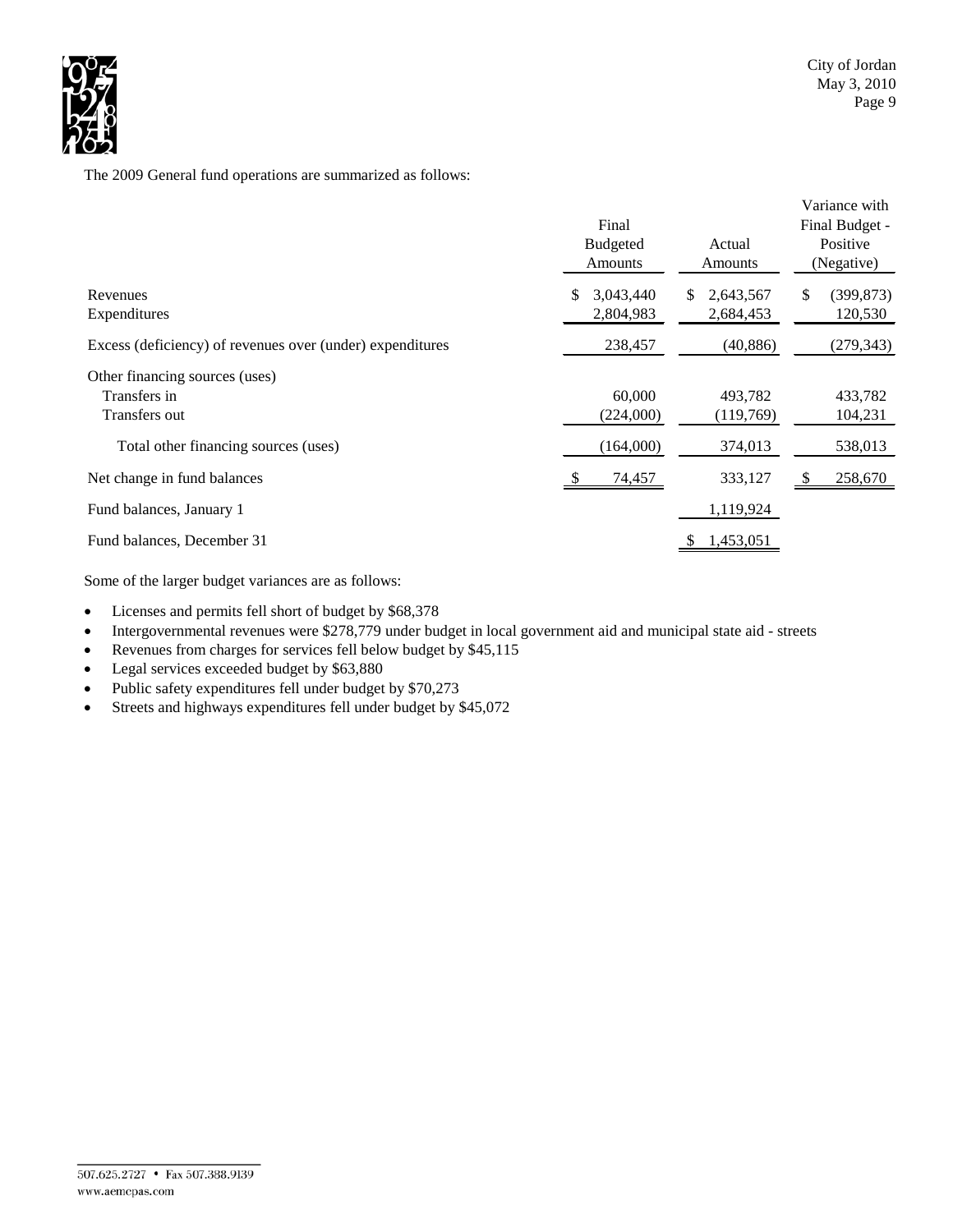The 2009 General fund operations are summarized as follows:

| | Final Budgeted Amounts | Actual Amounts | Variance with Final Budget - Positive (Negative) |
|---|---|---|---|
| Revenues | $ 3,043,440 | $ 2,643,567 | $ (399,873) |
| Expenditures | 2,804,983 | 2,684,453 | 120,530 |
| Excess (deficiency) of revenues over (under) expenditures | 238,457 | (40,886) | (279,343) |
| Other financing sources (uses) | | | |
| Transfers in | 60,000 | 493,782 | 433,782 |
| Transfers out | (224,000) | (119,769) | 104,231 |
| Total other financing sources (uses) | (164,000) | 374,013 | 538,013 |
| Net change in fund balances | $ 74,457 | 333,127 | $ 258,670 |
| Fund balances, January 1 | | 1,119,924 | |
| Fund balances, December 31 | | $ 1,453,051 | |

Some of the larger budget variances are as follows:

- Licenses and permits fell short of budget by $68,378
- Intergovernmental revenues were $278,779 under budget in local government aid and municipal state aid - streets
- Revenues from charges for services fell below budget by $45,115
- Legal services exceeded budget by $63,880
- Public safety expenditures fell under budget by $70,273
- Streets and highways expenditures fell under budget by $45,072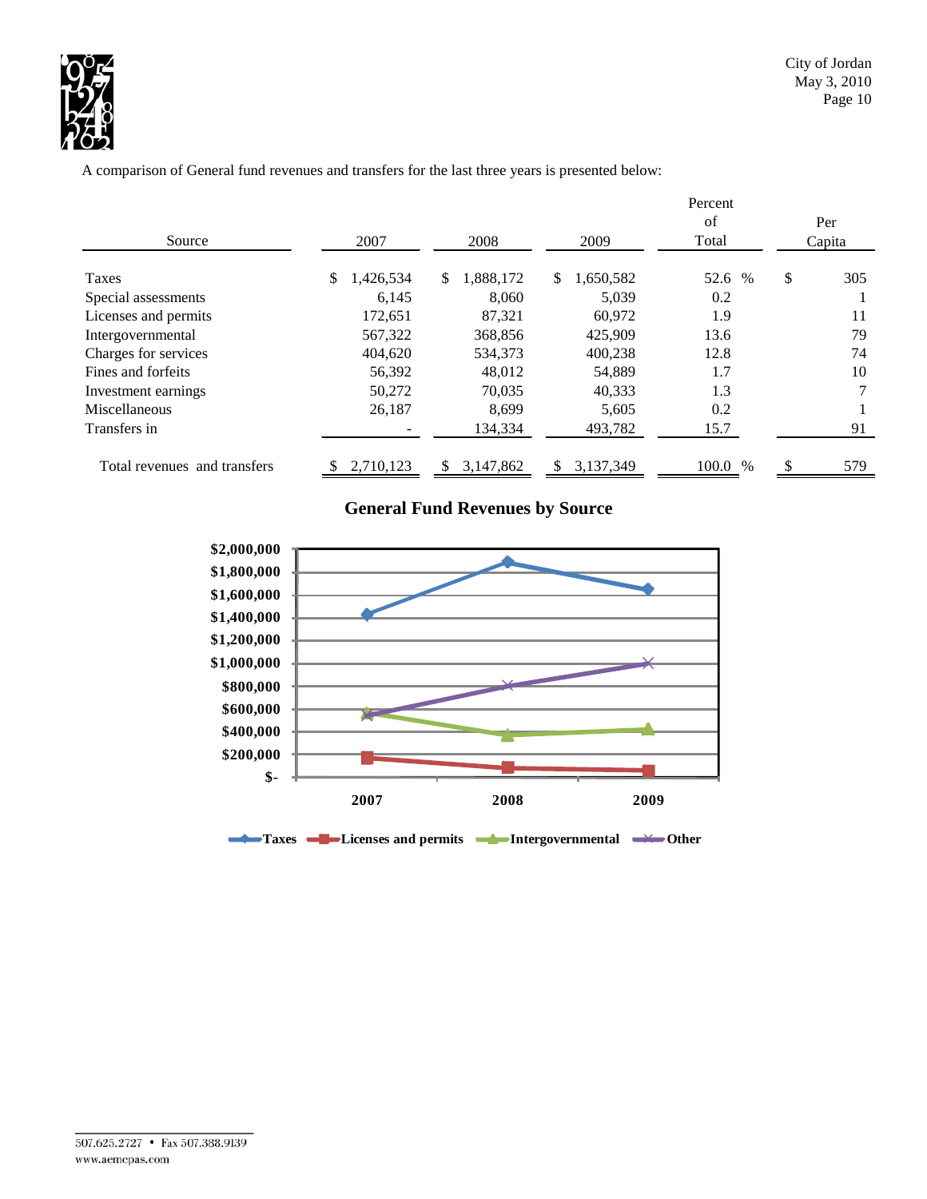A comparison of General fund revenues and transfers for the last three years is presented below:

| Source | 2007 | 2008 | 2009 | Percent of Total | Per Capita |
|---|---|---|---|---|---|
| Taxes | $ 1,426,534 | $ 1,888,172 | $ 1,650,582 | 52.6 % | $ 305 |
| Special assessments | 6,145 | 8,060 | 5,039 | 0.2 | 1 |
| Licenses and permits | 172,651 | 87,321 | 60,972 | 1.9 | 11 |
| Intergovernmental | 567,322 | 368,856 | 425,909 | 13.6 | 79 |
| Charges for services | 404,620 | 534,373 | 400,238 | 12.8 | 74 |
| Fines and forfeits | 56,392 | 48,012 | 54,889 | 1.7 | 10 |
| Investment earnings | 50,272 | 70,035 | 40,333 | 1.3 | 7 |
| Miscellaneous | 26,187 | 8,699 | 5,605 | 0.2 | 1 |
| Transfers in | - | 134,334 | 493,782 | 15.7 | 91 |
| Total revenues and transfers | $ 2,710,123 | $ 3,147,862 | $ 3,137,349 | 100.0 % | $ 579 |

**General Fund Revenues by Source**

| | 2007 | 2008 | 2009 |
|---|---|---|---|
| Taxes | 1,426,534 | 1,888,172 | 1,650,582 |
| Licenses and permits | 172,651 | 87,321 | 60,972 |
| Intergovernmental | 567,322 | 368,856 | 425,909 |
| Other | ~540,000 | ~800,000 | ~1,000,000 |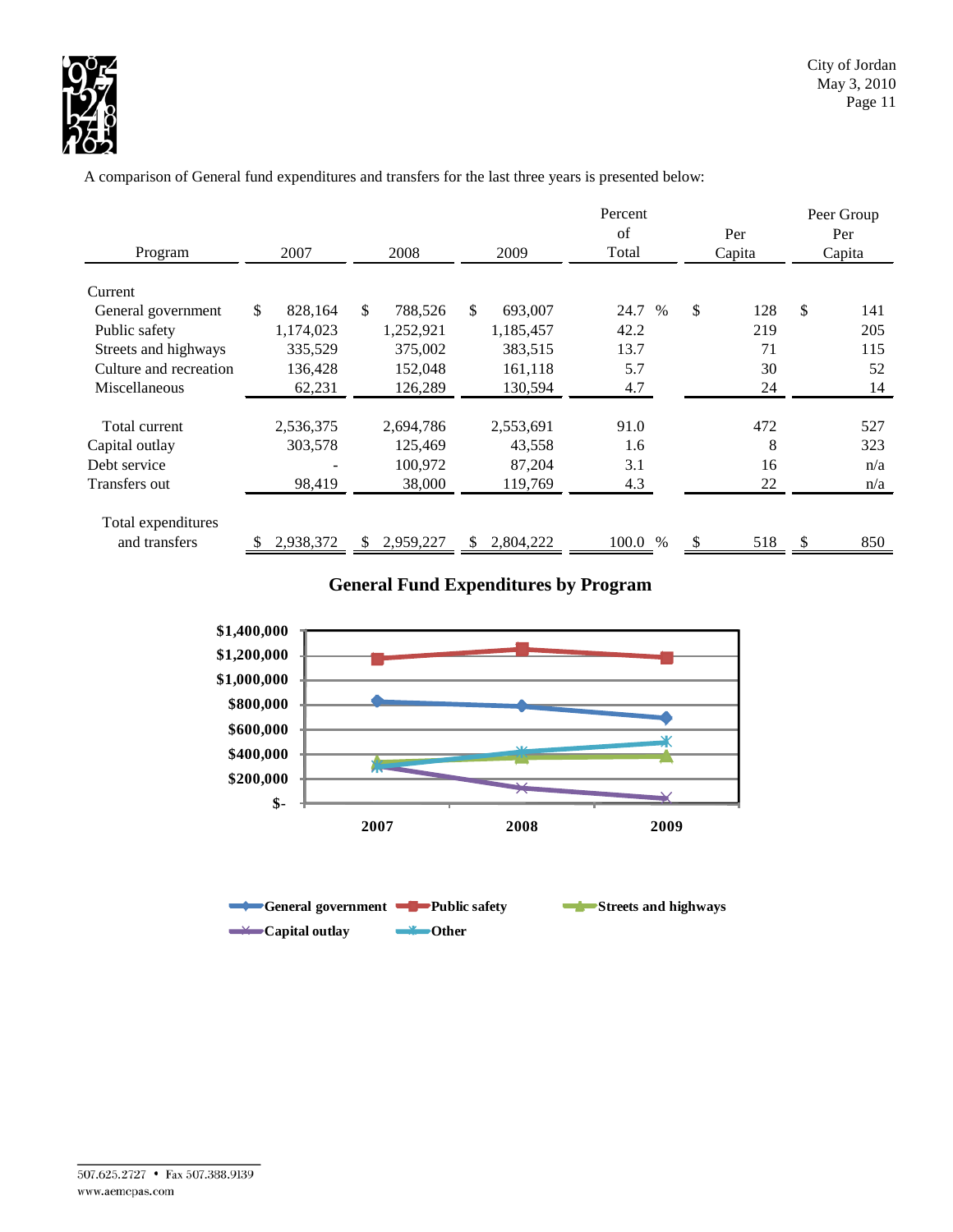A comparison of General fund expenditures and transfers for the last three years is presented below:

| Program | 2007 | 2008 | 2009 | Percent of Total | Per Capita | Peer Group Per Capita |
|---|---|---|---|---|---|---|
| Current | | | | | | |
| General government | $ 828,164 | $ 788,526 | $ 693,007 | 24.7 % | $ 128 | $ 141 |
| Public safety | 1,174,023 | 1,252,921 | 1,185,457 | 42.2 | 219 | 205 |
| Streets and highways | 335,529 | 375,002 | 383,515 | 13.7 | 71 | 115 |
| Culture and recreation | 136,428 | 152,048 | 161,118 | 5.7 | 30 | 52 |
| Miscellaneous | 62,231 | 126,289 | 130,594 | 4.7 | 24 | 14 |
| Total current | 2,536,375 | 2,694,786 | 2,553,691 | 91.0 | 472 | 527 |
| Capital outlay | 303,578 | 125,469 | 43,558 | 1.6 | 8 | 323 |
| Debt service | - | 100,972 | 87,204 | 3.1 | 16 | n/a |
| Transfers out | 98,419 | 38,000 | 119,769 | 4.3 | 22 | n/a |
| Total expenditures and transfers | $ 2,938,372 | $ 2,959,227 | $ 2,804,222 | 100.0 % | $ 518 | $ 850 |

**General Fund Expenditures by Program**

General government, Public safety, Streets and highways, Capital outlay, Other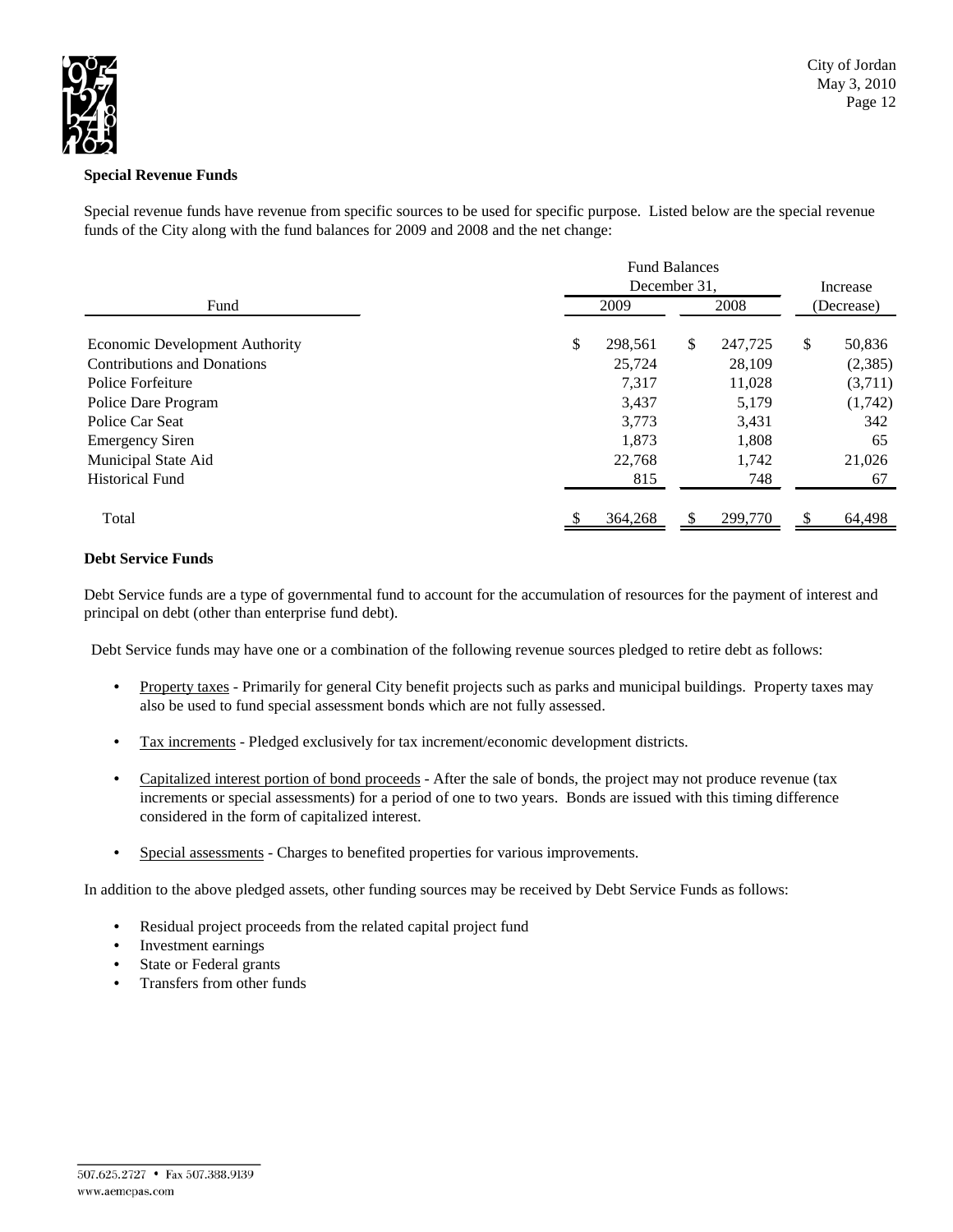### Special Revenue Funds

Special revenue funds have revenue from specific sources to be used for specific purpose. Listed below are the special revenue funds of the City along with the fund balances for 2009 and 2008 and the net change:

| Fund | Fund Balances December 31, 2009 | Fund Balances December 31, 2008 | Increase (Decrease) |
|---|---|---|---|
| Economic Development Authority | $ 298,561 | $ 247,725 | $ 50,836 |
| Contributions and Donations | 25,724 | 28,109 | (2,385) |
| Police Forfeiture | 7,317 | 11,028 | (3,711) |
| Police Dare Program | 3,437 | 5,179 | (1,742) |
| Police Car Seat | 3,773 | 3,431 | 342 |
| Emergency Siren | 1,873 | 1,808 | 65 |
| Municipal State Aid | 22,768 | 1,742 | 21,026 |
| Historical Fund | 815 | 748 | 67 |
| Total | $ 364,268 | $ 299,770 | $ 64,498 |

### Debt Service Funds

Debt Service funds are a type of governmental fund to account for the accumulation of resources for the payment of interest and principal on debt (other than enterprise fund debt).

Debt Service funds may have one or a combination of the following revenue sources pledged to retire debt as follows:

- Property taxes - Primarily for general City benefit projects such as parks and municipal buildings. Property taxes may also be used to fund special assessment bonds which are not fully assessed.
- Tax increments - Pledged exclusively for tax increment/economic development districts.
- Capitalized interest portion of bond proceeds - After the sale of bonds, the project may not produce revenue (tax increments or special assessments) for a period of one to two years. Bonds are issued with this timing difference considered in the form of capitalized interest.
- Special assessments - Charges to benefited properties for various improvements.

In addition to the above pledged assets, other funding sources may be received by Debt Service Funds as follows:

- Residual project proceeds from the related capital project fund
- Investment earnings
- State or Federal grants
- Transfers from other funds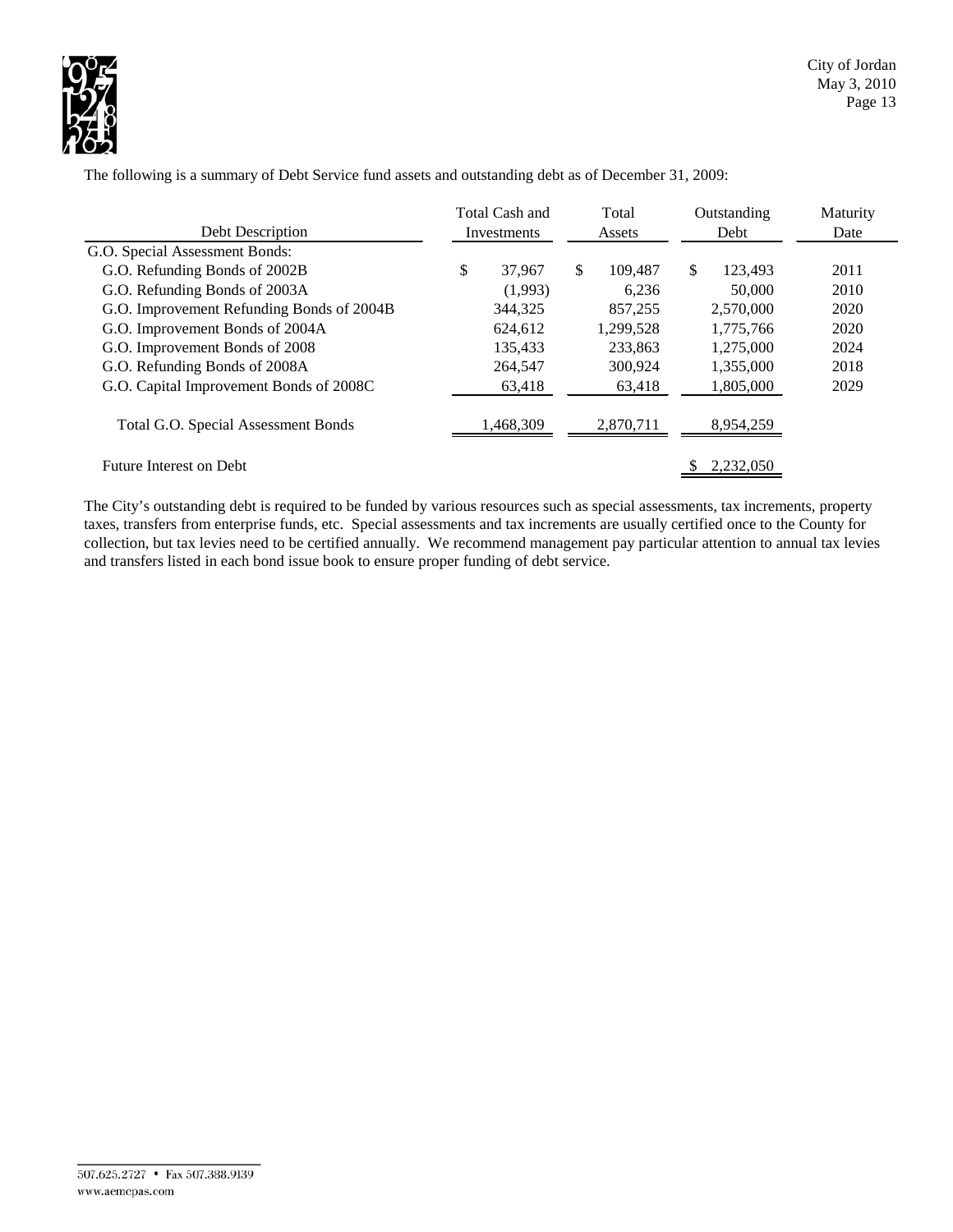The following is a summary of Debt Service fund assets and outstanding debt as of December 31, 2009:

| Debt Description | Total Cash and Investments | Total Assets | Outstanding Debt | Maturity Date |
|---|---|---|---|---|
| G.O. Special Assessment Bonds: | | | | |
| G.O. Refunding Bonds of 2002B | $ 37,967 | $ 109,487 | $ 123,493 | 2011 |
| G.O. Refunding Bonds of 2003A | (1,993) | 6,236 | 50,000 | 2010 |
| G.O. Improvement Refunding Bonds of 2004B | 344,325 | 857,255 | 2,570,000 | 2020 |
| G.O. Improvement Bonds of 2004A | 624,612 | 1,299,528 | 1,775,766 | 2020 |
| G.O. Improvement Bonds of 2008 | 135,433 | 233,863 | 1,275,000 | 2024 |
| G.O. Refunding Bonds of 2008A | 264,547 | 300,924 | 1,355,000 | 2018 |
| G.O. Capital Improvement Bonds of 2008C | 63,418 | 63,418 | 1,805,000 | 2029 |
| Total G.O. Special Assessment Bonds | 1,468,309 | 2,870,711 | 8,954,259 | |
| Future Interest on Debt | | | $ 2,232,050 | |

The City's outstanding debt is required to be funded by various resources such as special assessments, tax increments, property taxes, transfers from enterprise funds, etc. Special assessments and tax increments are usually certified once to the County for collection, but tax levies need to be certified annually. We recommend management pay particular attention to annual tax levies and transfers listed in each bond issue book to ensure proper funding of debt service.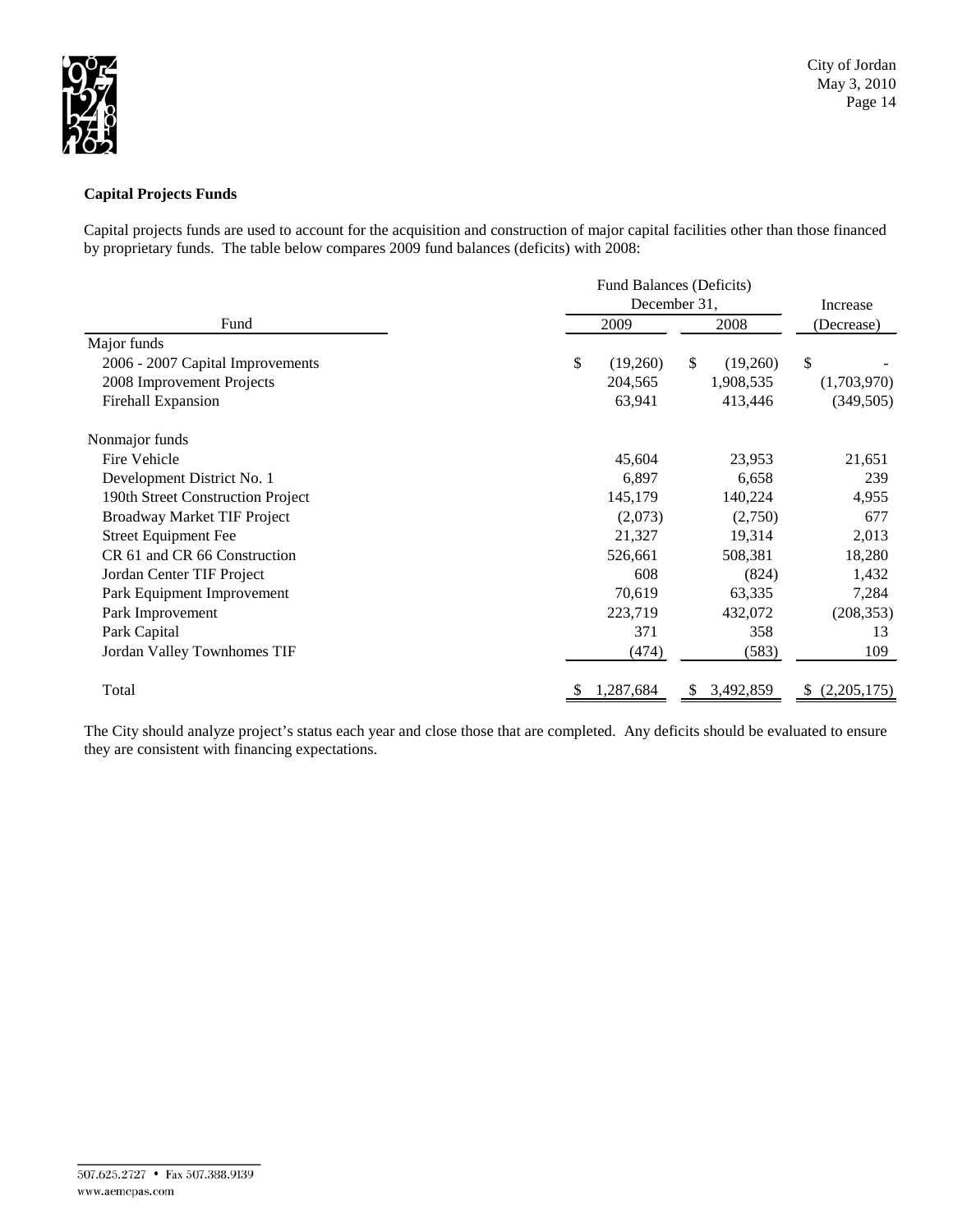**Capital Projects Funds**

Capital projects funds are used to account for the acquisition and construction of major capital facilities other than those financed by proprietary funds. The table below compares 2009 fund balances (deficits) with 2008:

| Fund | Fund Balances (Deficits) December 31, 2009 | Fund Balances (Deficits) December 31, 2008 | Increase (Decrease) |
|---|---|---|---|
| Major funds | | | |
| 2006 - 2007 Capital Improvements | $ (19,260) | $ (19,260) | $ - |
| 2008 Improvement Projects | 204,565 | 1,908,535 | (1,703,970) |
| Firehall Expansion | 63,941 | 413,446 | (349,505) |
| Nonmajor funds | | | |
| Fire Vehicle | 45,604 | 23,953 | 21,651 |
| Development District No. 1 | 6,897 | 6,658 | 239 |
| 190th Street Construction Project | 145,179 | 140,224 | 4,955 |
| Broadway Market TIF Project | (2,073) | (2,750) | 677 |
| Street Equipment Fee | 21,327 | 19,314 | 2,013 |
| CR 61 and CR 66 Construction | 526,661 | 508,381 | 18,280 |
| Jordan Center TIF Project | 608 | (824) | 1,432 |
| Park Equipment Improvement | 70,619 | 63,335 | 7,284 |
| Park Improvement | 223,719 | 432,072 | (208,353) |
| Park Capital | 371 | 358 | 13 |
| Jordan Valley Townhomes TIF | (474) | (583) | 109 |
| Total | $ 1,287,684 | $ 3,492,859 | $ (2,205,175) |

The City should analyze project's status each year and close those that are completed. Any deficits should be evaluated to ensure they are consistent with financing expectations.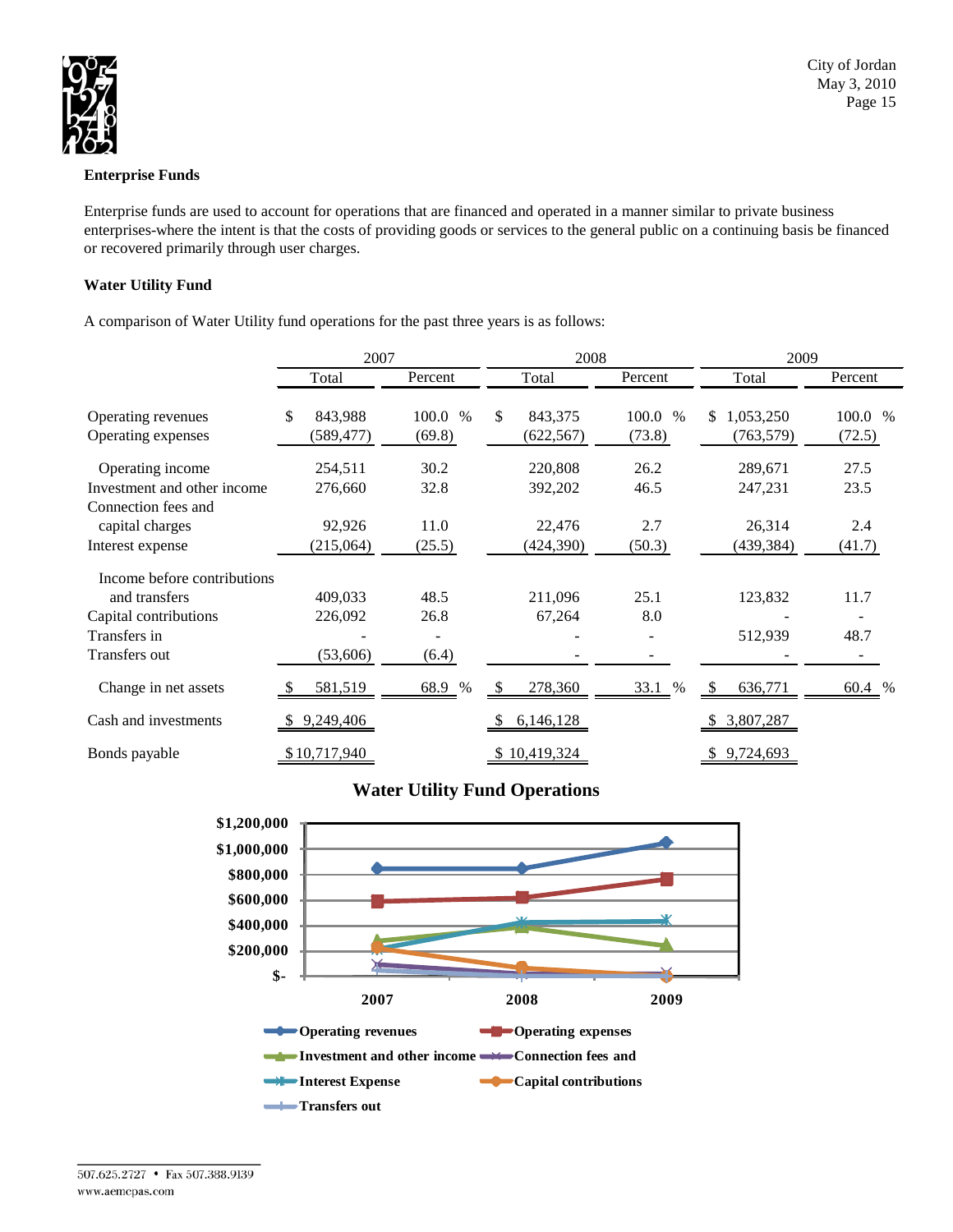### Enterprise Funds

Enterprise funds are used to account for operations that are financed and operated in a manner similar to private business enterprises-where the intent is that the costs of providing goods or services to the general public on a continuing basis be financed or recovered primarily through user charges.

### Water Utility Fund

A comparison of Water Utility fund operations for the past three years is as follows:

| | 2007 | | 2008 | | 2009 | |
|---|---|---|---|---|---|---|
| | Total | Percent | Total | Percent | Total | Percent |
| Operating revenues | $ 843,988 | 100.0 % | $ 843,375 | 100.0 % | $ 1,053,250 | 100.0 % |
| Operating expenses | (589,477) | (69.8) | (622,567) | (73.8) | (763,579) | (72.5) |
| Operating income | 254,511 | 30.2 | 220,808 | 26.2 | 289,671 | 27.5 |
| Investment and other income | 276,660 | 32.8 | 392,202 | 46.5 | 247,231 | 23.5 |
| Connection fees and capital charges | 92,926 | 11.0 | 22,476 | 2.7 | 26,314 | 2.4 |
| Interest expense | (215,064) | (25.5) | (424,390) | (50.3) | (439,384) | (41.7) |
| Income before contributions and transfers | 409,033 | 48.5 | 211,096 | 25.1 | 123,832 | 11.7 |
| Capital contributions | 226,092 | 26.8 | 67,264 | 8.0 | - | - |
| Transfers in | - | - | - | - | 512,939 | 48.7 |
| Transfers out | (53,606) | (6.4) | - | - | - | - |
| Change in net assets | $ 581,519 | 68.9 % | $ 278,360 | 33.1 % | $ 636,771 | 60.4 % |
| Cash and investments | $ 9,249,406 | | $ 6,146,128 | | $ 3,807,287 | |
| Bonds payable | $ 10,717,940 | | $ 10,419,324 | | $ 9,724,693 | |

**Water Utility Fund Operations**

$1,200,000
$1,000,000
$800,000
$600,000
$400,000
$200,000
$-

2007 2008 2009

Operating revenues
Operating expenses
Investment and other income
Connection fees and
Interest Expense
Capital contributions
Transfers out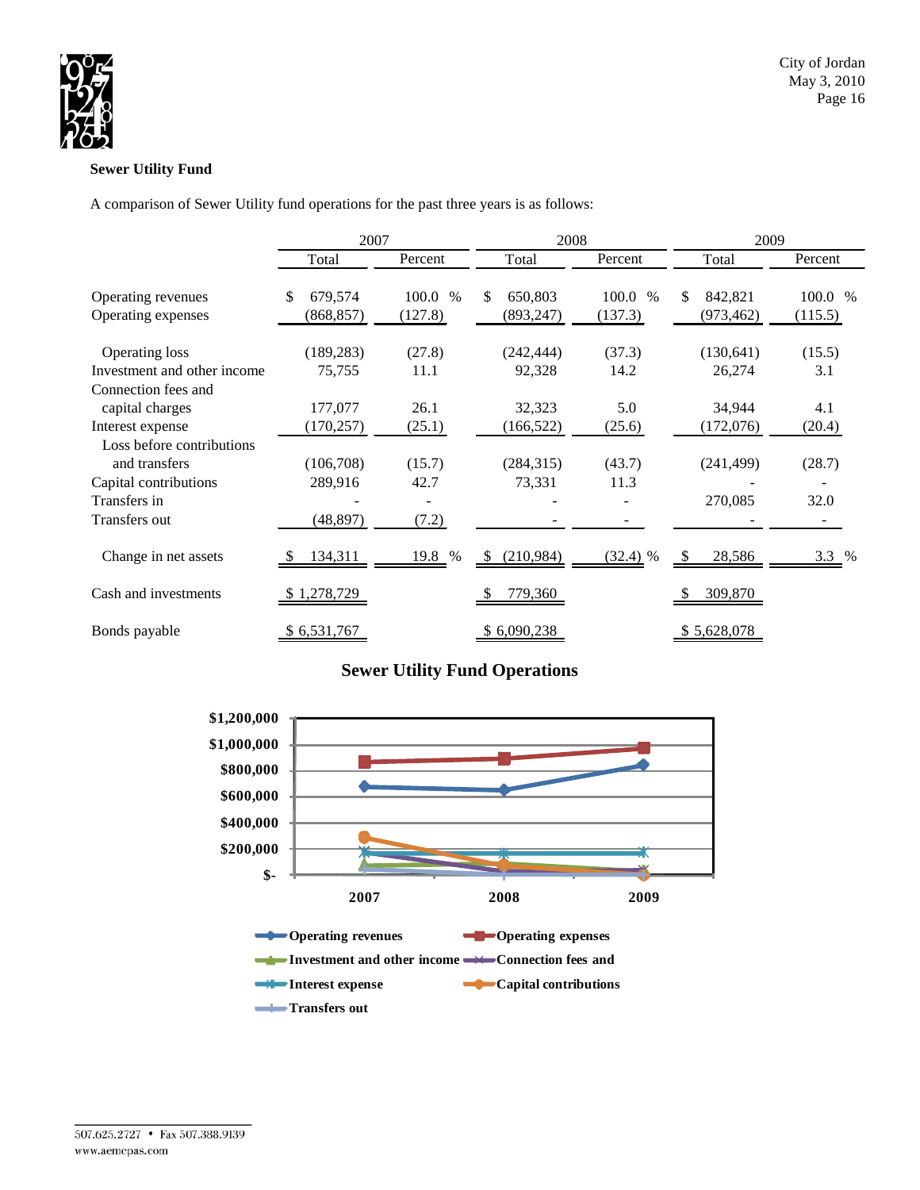**Sewer Utility Fund**

A comparison of Sewer Utility fund operations for the past three years is as follows:

| | 2007 | | 2008 | | 2009 | |
|---|---|---|---|---|---|---|
| | Total | Percent | Total | Percent | Total | Percent |
| Operating revenues | $ 679,574 | 100.0 % | $ 650,803 | 100.0 % | $ 842,821 | 100.0 % |
| Operating expenses | (868,857) | (127.8) | (893,247) | (137.3) | (973,462) | (115.5) |
| Operating loss | (189,283) | (27.8) | (242,444) | (37.3) | (130,641) | (15.5) |
| Investment and other income | 75,755 | 11.1 | 92,328 | 14.2 | 26,274 | 3.1 |
| Connection fees and capital charges | 177,077 | 26.1 | 32,323 | 5.0 | 34,944 | 4.1 |
| Interest expense | (170,257) | (25.1) | (166,522) | (25.6) | (172,076) | (20.4) |
| Loss before contributions and transfers | (106,708) | (15.7) | (284,315) | (43.7) | (241,499) | (28.7) |
| Capital contributions | 289,916 | 42.7 | 73,331 | 11.3 | - | - |
| Transfers in | - | - | - | - | 270,085 | 32.0 |
| Transfers out | (48,897) | (7.2) | - | - | - | - |
| Change in net assets | $ 134,311 | 19.8 % | $ (210,984) | (32.4) % | $ 28,586 | 3.3 % |
| Cash and investments | $ 1,278,729 | | $ 779,360 | | $ 309,870 | |
| Bonds payable | $ 6,531,767 | | $ 6,090,238 | | $ 5,628,078 | |

**Sewer Utility Fund Operations**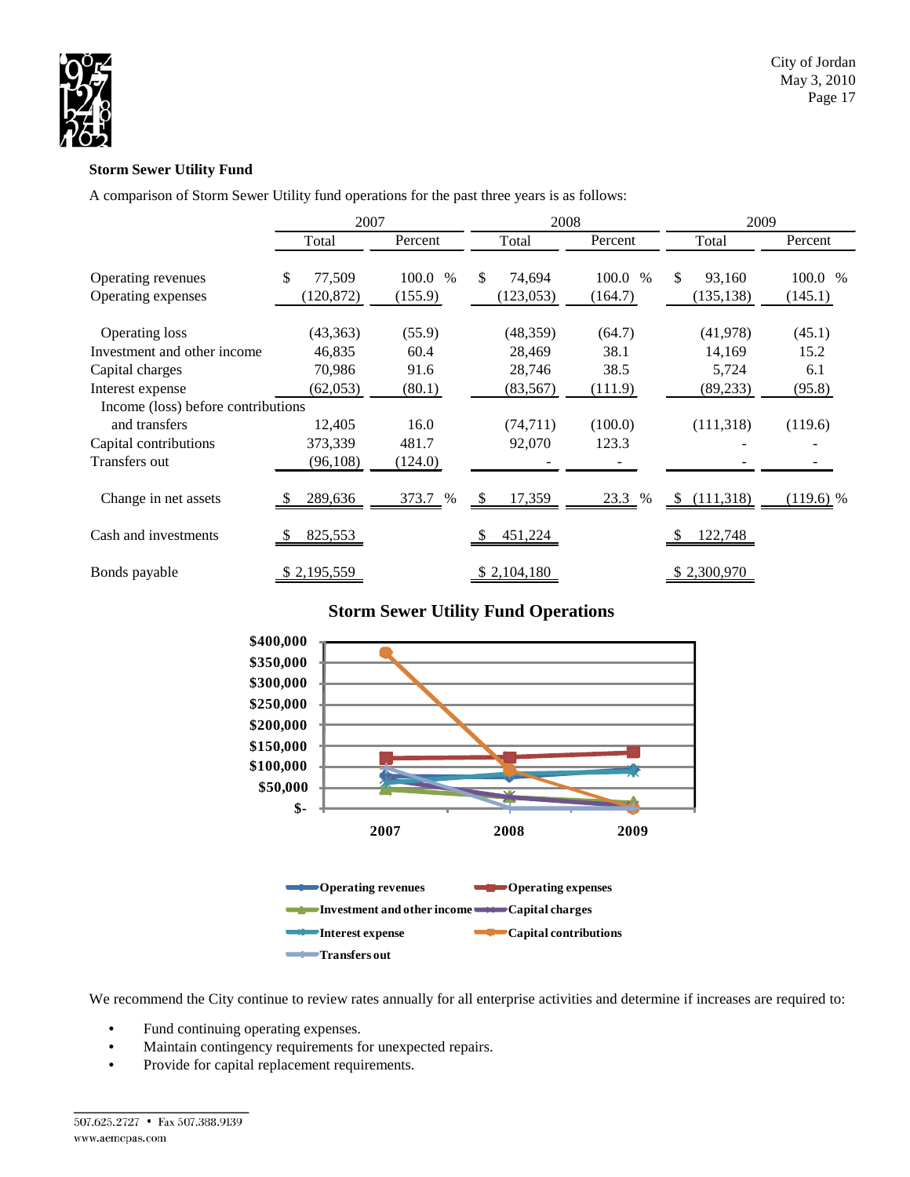**Storm Sewer Utility Fund**

A comparison of Storm Sewer Utility fund operations for the past three years is as follows:

| | 2007 | | 2008 | | 2009 | |
|---|---|---|---|---|---|---|
| | Total | Percent | Total | Percent | Total | Percent |
| Operating revenues | $ 77,509 | 100.0 % | $ 74,694 | 100.0 % | $ 93,160 | 100.0 % |
| Operating expenses | (120,872) | (155.9) | (123,053) | (164.7) | (135,138) | (145.1) |
| Operating loss | (43,363) | (55.9) | (48,359) | (64.7) | (41,978) | (45.1) |
| Investment and other income | 46,835 | 60.4 | 28,469 | 38.1 | 14,169 | 15.2 |
| Capital charges | 70,986 | 91.6 | 28,746 | 38.5 | 5,724 | 6.1 |
| Interest expense | (62,053) | (80.1) | (83,567) | (111.9) | (89,233) | (95.8) |
| Income (loss) before contributions and transfers | 12,405 | 16.0 | (74,711) | (100.0) | (111,318) | (119.6) |
| Capital contributions | 373,339 | 481.7 | 92,070 | 123.3 | - | - |
| Transfers out | (96,108) | (124.0) | - | - | - | - |
| Change in net assets | $ 289,636 | 373.7 % | $ 17,359 | 23.3 % | $ (111,318) | (119.6) % |
| Cash and investments | $ 825,553 | | $ 451,224 | | $ 122,748 | |
| Bonds payable | $ 2,195,559 | | $ 2,104,180 | | $ 2,300,970 | |

**Storm Sewer Utility Fund Operations**

We recommend the City continue to review rates annually for all enterprise activities and determine if increases are required to:

- Fund continuing operating expenses.
- Maintain contingency requirements for unexpected repairs.
- Provide for capital replacement requirements.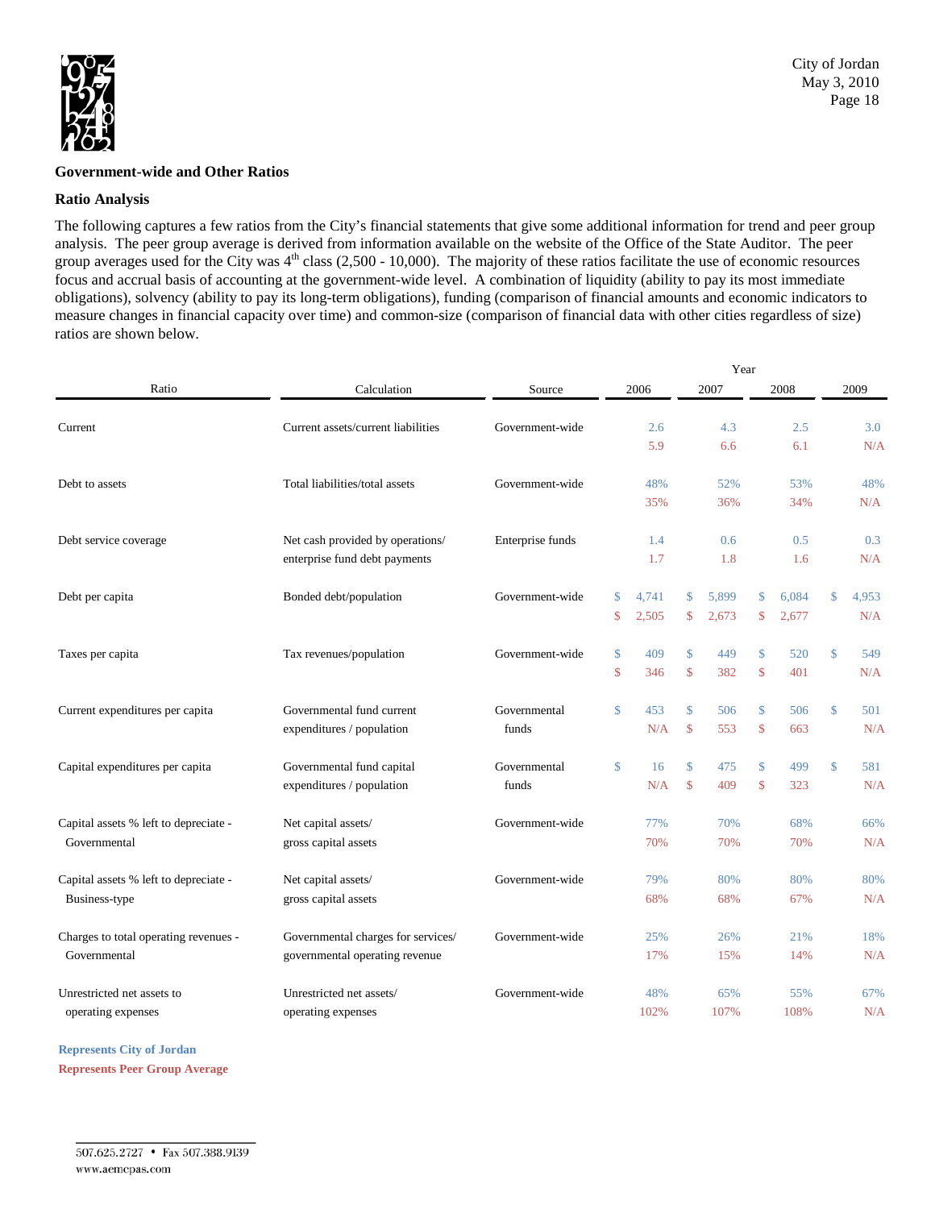## Government-wide and Other Ratios

### Ratio Analysis

The following captures a few ratios from the City's financial statements that give some additional information for trend and peer group analysis. The peer group average is derived from information available on the website of the Office of the State Auditor. The peer group averages used for the City was 4th class (2,500 - 10,000). The majority of these ratios facilitate the use of economic resources focus and accrual basis of accounting at the government-wide level. A combination of liquidity (ability to pay its most immediate obligations), solvency (ability to pay its long-term obligations), funding (comparison of financial amounts and economic indicators to measure changes in financial capacity over time) and common-size (comparison of financial data with other cities regardless of size) ratios are shown below.

| Ratio | Calculation | Source | 2006 | 2007 | 2008 | 2009 |
|---|---|---|---|---|---|---|
| Current | Current assets/current liabilities | Government-wide | 2.6 | 4.3 | 2.5 | 3.0 |
| | | | 5.9 | 6.6 | 6.1 | N/A |
| Debt to assets | Total liabilities/total assets | Government-wide | 48% | 52% | 53% | 48% |
| | | | 35% | 36% | 34% | N/A |
| Debt service coverage | Net cash provided by operations/ enterprise fund debt payments | Enterprise funds | 1.4 | 0.6 | 0.5 | 0.3 |
| | | | 1.7 | 1.8 | 1.6 | N/A |
| Debt per capita | Bonded debt/population | Government-wide | $ 4,741 | $ 5,899 | $ 6,084 | $ 4,953 |
| | | | $ 2,505 | $ 2,673 | $ 2,677 | N/A |
| Taxes per capita | Tax revenues/population | Government-wide | $ 409 | $ 449 | $ 520 | $ 549 |
| | | | $ 346 | $ 382 | $ 401 | N/A |
| Current expenditures per capita | Governmental fund current expenditures / population | Governmental funds | $ 453 | $ 506 | $ 506 | $ 501 |
| | | | N/A | $ 553 | $ 663 | N/A |
| Capital expenditures per capita | Governmental fund capital expenditures / population | Governmental funds | $ 16 | $ 475 | $ 499 | $ 581 |
| | | | N/A | $ 409 | $ 323 | N/A |
| Capital assets % left to depreciate - Governmental | Net capital assets/ gross capital assets | Government-wide | 77% | 70% | 68% | 66% |
| | | | 70% | 70% | 70% | N/A |
| Capital assets % left to depreciate - Business-type | Net capital assets/ gross capital assets | Government-wide | 79% | 80% | 80% | 80% |
| | | | 68% | 68% | 67% | N/A |
| Charges to total operating revenues - Governmental | Governmental charges for services/ governmental operating revenue | Government-wide | 25% | 26% | 21% | 18% |
| | | | 17% | 15% | 14% | N/A |
| Unrestricted net assets to operating expenses | Unrestricted net assets/ operating expenses | Government-wide | 48% | 65% | 55% | 67% |
| | | | 102% | 107% | 108% | N/A |

**Represents City of Jordan**

**Represents Peer Group Average**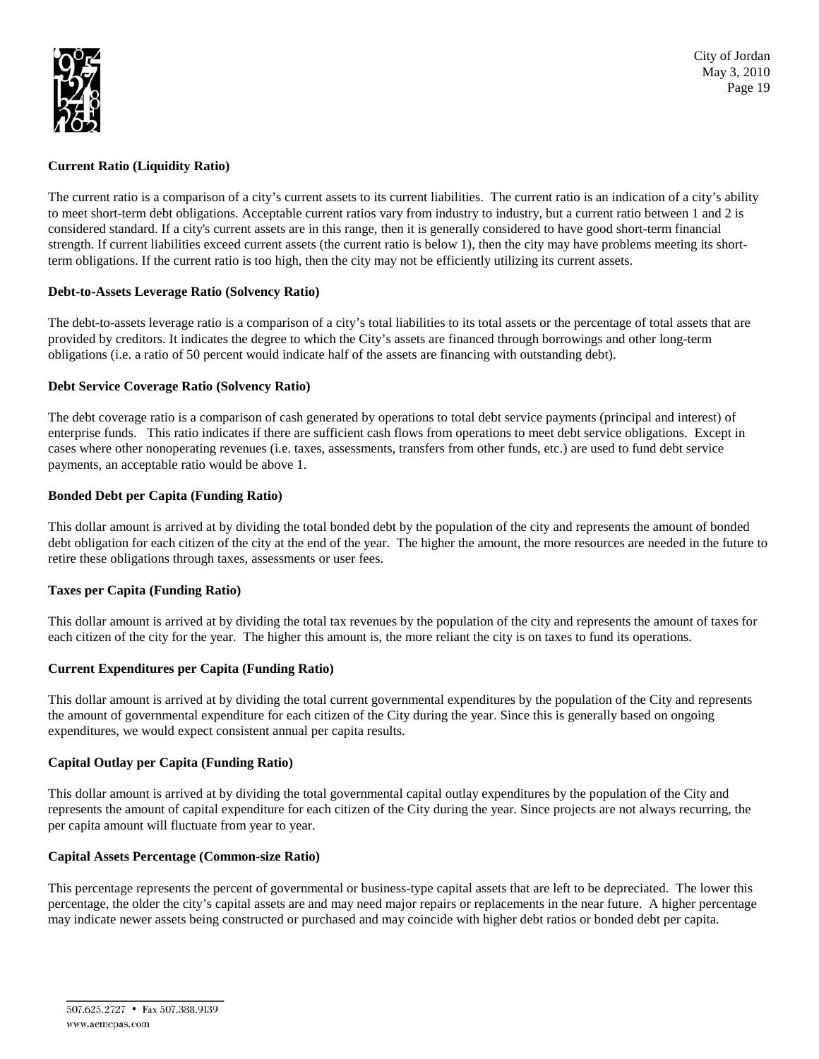**Current Ratio (Liquidity Ratio)**

The current ratio is a comparison of a city's current assets to its current liabilities. The current ratio is an indication of a city's ability to meet short-term debt obligations. Acceptable current ratios vary from industry to industry, but a current ratio between 1 and 2 is considered standard. If a city's current assets are in this range, then it is generally considered to have good short-term financial strength. If current liabilities exceed current assets (the current ratio is below 1), then the city may have problems meeting its short-term obligations. If the current ratio is too high, then the city may not be efficiently utilizing its current assets.

**Debt-to-Assets Leverage Ratio (Solvency Ratio)**

The debt-to-assets leverage ratio is a comparison of a city's total liabilities to its total assets or the percentage of total assets that are provided by creditors. It indicates the degree to which the City's assets are financed through borrowings and other long-term obligations (i.e. a ratio of 50 percent would indicate half of the assets are financing with outstanding debt).

**Debt Service Coverage Ratio (Solvency Ratio)**

The debt coverage ratio is a comparison of cash generated by operations to total debt service payments (principal and interest) of enterprise funds. This ratio indicates if there are sufficient cash flows from operations to meet debt service obligations. Except in cases where other nonoperating revenues (i.e. taxes, assessments, transfers from other funds, etc.) are used to fund debt service payments, an acceptable ratio would be above 1.

**Bonded Debt per Capita (Funding Ratio)**

This dollar amount is arrived at by dividing the total bonded debt by the population of the city and represents the amount of bonded debt obligation for each citizen of the city at the end of the year. The higher the amount, the more resources are needed in the future to retire these obligations through taxes, assessments or user fees.

**Taxes per Capita (Funding Ratio)**

This dollar amount is arrived at by dividing the total tax revenues by the population of the city and represents the amount of taxes for each citizen of the city for the year. The higher this amount is, the more reliant the city is on taxes to fund its operations.

**Current Expenditures per Capita (Funding Ratio)**

This dollar amount is arrived at by dividing the total current governmental expenditures by the population of the City and represents the amount of governmental expenditure for each citizen of the City during the year. Since this is generally based on ongoing expenditures, we would expect consistent annual per capita results.

**Capital Outlay per Capita (Funding Ratio)**

This dollar amount is arrived at by dividing the total governmental capital outlay expenditures by the population of the City and represents the amount of capital expenditure for each citizen of the City during the year. Since projects are not always recurring, the per capita amount will fluctuate from year to year.

**Capital Assets Percentage (Common-size Ratio)**

This percentage represents the percent of governmental or business-type capital assets that are left to be depreciated. The lower this percentage, the older the city's capital assets are and may need major repairs or replacements in the near future. A higher percentage may indicate newer assets being constructed or purchased and may coincide with higher debt ratios or bonded debt per capita.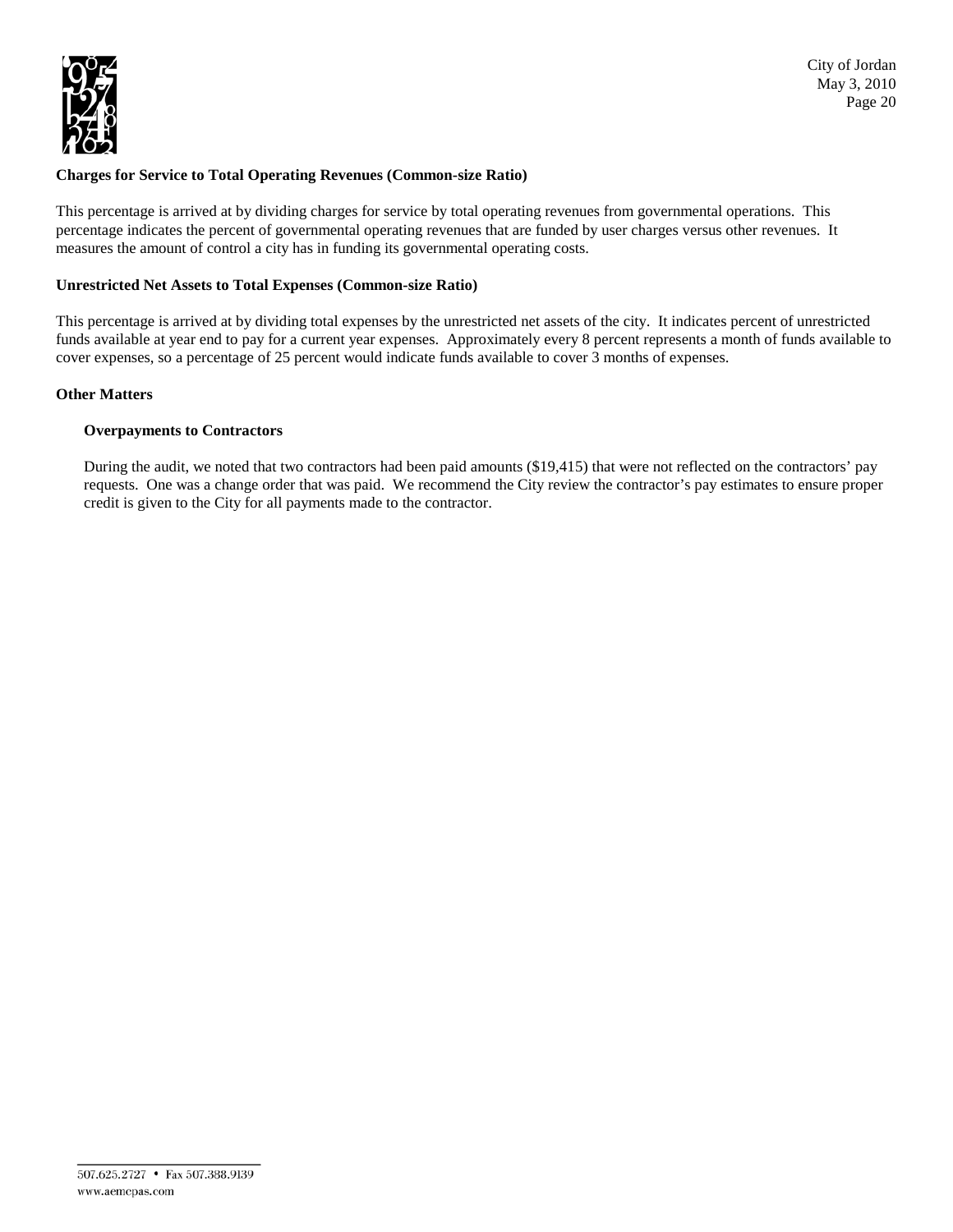**Charges for Service to Total Operating Revenues (Common-size Ratio)**

This percentage is arrived at by dividing charges for service by total operating revenues from governmental operations. This percentage indicates the percent of governmental operating revenues that are funded by user charges versus other revenues. It measures the amount of control a city has in funding its governmental operating costs.

**Unrestricted Net Assets to Total Expenses (Common-size Ratio)**

This percentage is arrived at by dividing total expenses by the unrestricted net assets of the city. It indicates percent of unrestricted funds available at year end to pay for a current year expenses. Approximately every 8 percent represents a month of funds available to cover expenses, so a percentage of 25 percent would indicate funds available to cover 3 months of expenses.

**Other Matters**

**Overpayments to Contractors**

During the audit, we noted that two contractors had been paid amounts ($19,415) that were not reflected on the contractors' pay requests. One was a change order that was paid. We recommend the City review the contractor's pay estimates to ensure proper credit is given to the City for all payments made to the contractor.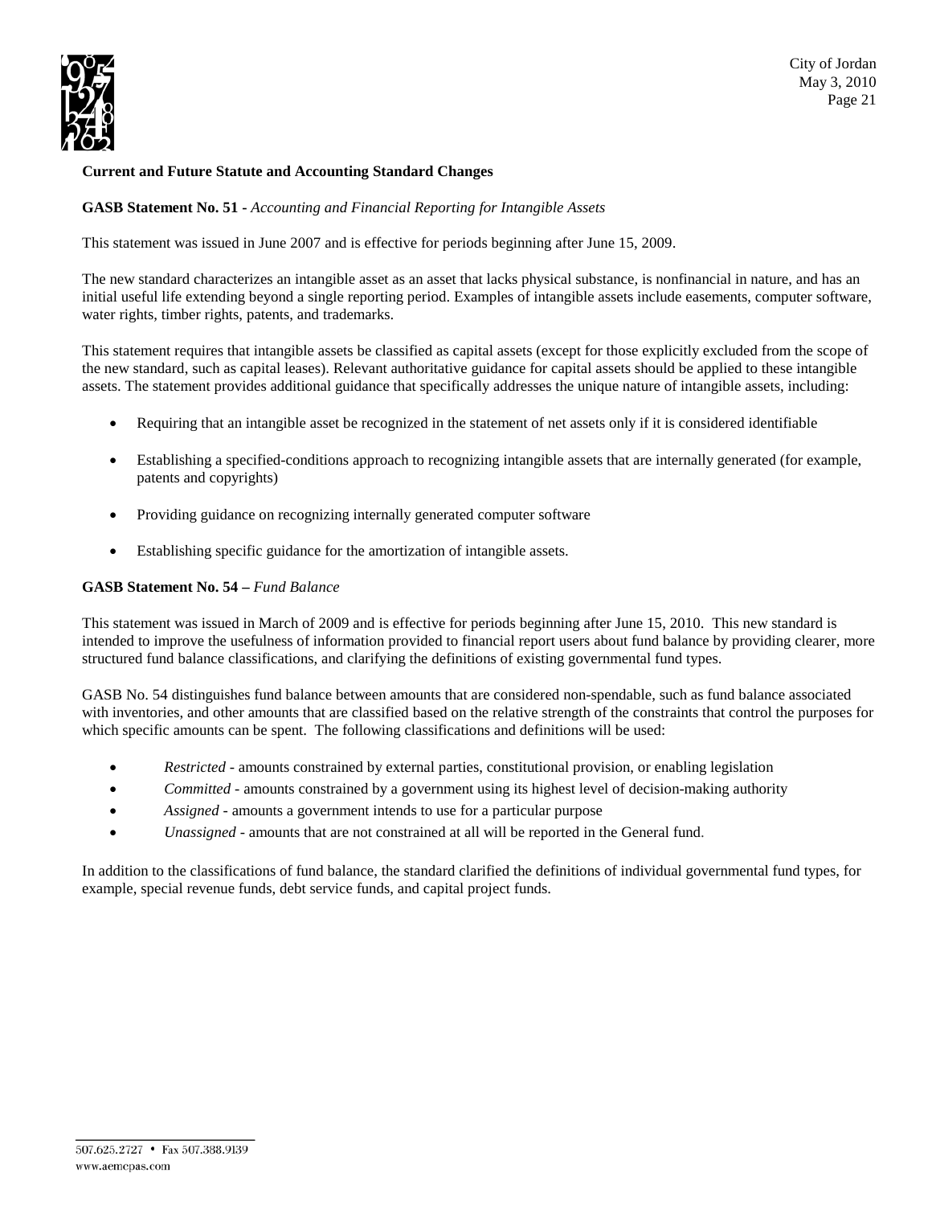## Current and Future Statute and Accounting Standard Changes

**GASB Statement No. 51** - *Accounting and Financial Reporting for Intangible Assets*

This statement was issued in June 2007 and is effective for periods beginning after June 15, 2009.

The new standard characterizes an intangible asset as an asset that lacks physical substance, is nonfinancial in nature, and has an initial useful life extending beyond a single reporting period. Examples of intangible assets include easements, computer software, water rights, timber rights, patents, and trademarks.

This statement requires that intangible assets be classified as capital assets (except for those explicitly excluded from the scope of the new standard, such as capital leases). Relevant authoritative guidance for capital assets should be applied to these intangible assets. The statement provides additional guidance that specifically addresses the unique nature of intangible assets, including:

- Requiring that an intangible asset be recognized in the statement of net assets only if it is considered identifiable
- Establishing a specified-conditions approach to recognizing intangible assets that are internally generated (for example, patents and copyrights)
- Providing guidance on recognizing internally generated computer software
- Establishing specific guidance for the amortization of intangible assets.

**GASB Statement No. 54 –** *Fund Balance*

This statement was issued in March of 2009 and is effective for periods beginning after June 15, 2010. This new standard is intended to improve the usefulness of information provided to financial report users about fund balance by providing clearer, more structured fund balance classifications, and clarifying the definitions of existing governmental fund types.

GASB No. 54 distinguishes fund balance between amounts that are considered non-spendable, such as fund balance associated with inventories, and other amounts that are classified based on the relative strength of the constraints that control the purposes for which specific amounts can be spent. The following classifications and definitions will be used:

- *Restricted* - amounts constrained by external parties, constitutional provision, or enabling legislation
- *Committed* - amounts constrained by a government using its highest level of decision-making authority
- *Assigned* - amounts a government intends to use for a particular purpose
- *Unassigned* - amounts that are not constrained at all will be reported in the General fund.

In addition to the classifications of fund balance, the standard clarified the definitions of individual governmental fund types, for example, special revenue funds, debt service funds, and capital project funds.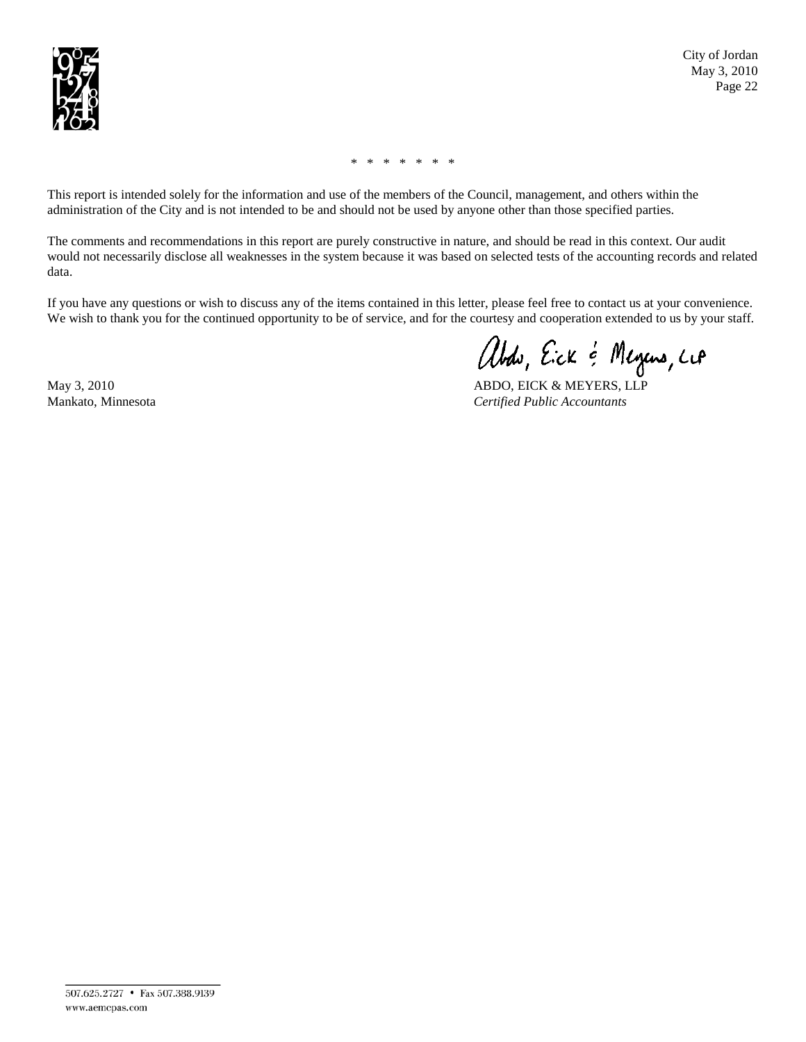\* \* \* \* \* \* \*

This report is intended solely for the information and use of the members of the Council, management, and others within the administration of the City and is not intended to be and should not be used by anyone other than those specified parties.

The comments and recommendations in this report are purely constructive in nature, and should be read in this context. Our audit would not necessarily disclose all weaknesses in the system because it was based on selected tests of the accounting records and related data.

If you have any questions or wish to discuss any of the items contained in this letter, please feel free to contact us at your convenience. We wish to thank you for the continued opportunity to be of service, and for the courtesy and cooperation extended to us by your staff.

Abdo, Eick & Meyers, LLP

May 3, 2010
Mankato, Minnesota

ABDO, EICK & MEYERS, LLP
*Certified Public Accountants*